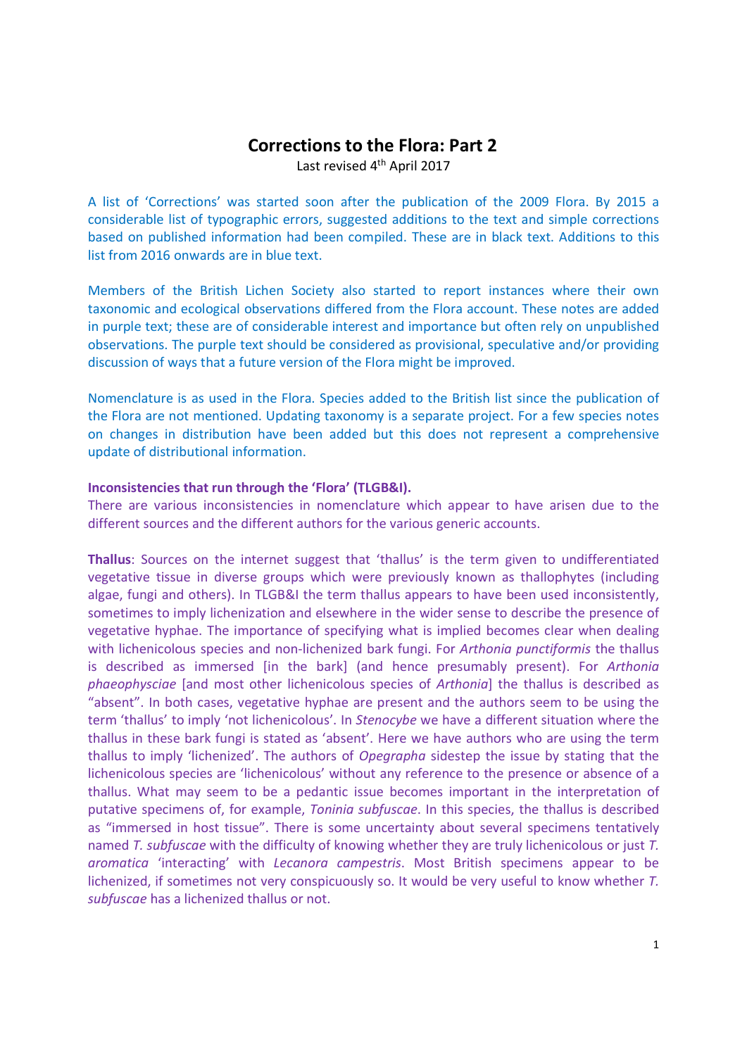# Corrections to the Flora: Part 2

Last revised 4th April 2017

A list of 'Corrections' was started soon after the publication of the 2009 Flora. By 2015 a considerable list of typographic errors, suggested additions to the text and simple corrections based on published information had been compiled. These are in black text. Additions to this list from 2016 onwards are in blue text.

Members of the British Lichen Society also started to report instances where their own taxonomic and ecological observations differed from the Flora account. These notes are added in purple text; these are of considerable interest and importance but often rely on unpublished observations. The purple text should be considered as provisional, speculative and/or providing discussion of ways that a future version of the Flora might be improved.

Nomenclature is as used in the Flora. Species added to the British list since the publication of the Flora are not mentioned. Updating taxonomy is a separate project. For a few species notes on changes in distribution have been added but this does not represent a comprehensive update of distributional information.

**Inconsistencies that run through the 'Flora' (TLGB&I).**

There are various inconsistencies in nomenclature which appear to have arisen due to the different sources and the different authors for the various generic accounts.

**Thallus**: Sources on the internet suggest that 'thallus' is the term given to undifferentiated vegetative tissue in diverse groups which were previously known as thallophytes (including algae, fungi and others). In TLGB&I the term thallus appears to have been used inconsistently, sometimes to imply lichenization and elsewhere in the wider sense to describe the presence of vegetative hyphae. The importance of specifying what is implied becomes clear when dealing with lichenicolous species and non-lichenized bark fungi. For *Arthonia punctiformis* the thallus is described as immersed [in the bark] (and hence presumably present). For *Arthonia phaeophysciae* [and most other lichenicolous species of *Arthonia*] the thallus is described as "absent". In both cases, vegetative hyphae are present and the authors seem to be using the term 'thallus' to imply 'not lichenicolous'. In *Stenocybe* we have a different situation where the thallus in these bark fungi is stated as 'absent'. Here we have authors who are using the term thallus to imply 'lichenized'. The authors of *Opegrapha* sidestep the issue by stating that the lichenicolous species are 'lichenicolous' without any reference to the presence or absence of a thallus. What may seem to be a pedantic issue becomes important in the interpretation of putative specimens of, for example, *Toninia subfuscae*. In this species, the thallus is described as "immersed in host tissue". There is some uncertainty about several specimens tentatively named *T. subfuscae* with the difficulty of knowing whether they are truly lichenicolous or just *T. aromatica* 'interacting' with *Lecanora campestris*. Most British specimens appear to be lichenized, if sometimes not very conspicuously so. It would be very useful to know whether *T. subfuscae* has a lichenized thallus or not.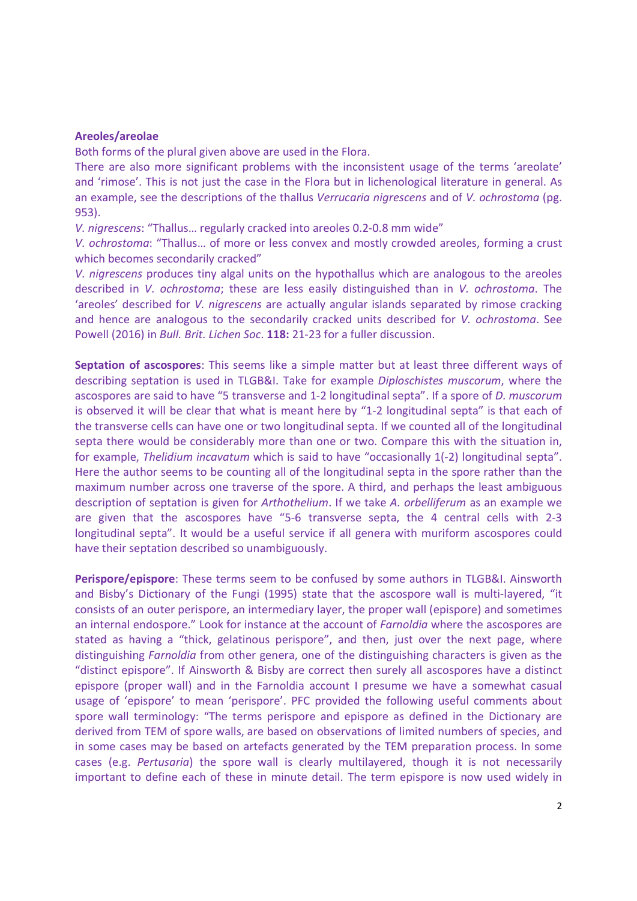**Areoles/areolae**

Both forms of the plural given above are used in the Flora.

There are also more significant problems with the inconsistent usage of the terms 'areolate' and 'rimose'. This is not just the case in the Flora but in lichenological literature in general. As an example, see the descriptions of the thallus *Verrucaria nigrescens* and of *V. ochrostoma* (pg. 953).

*V. nigrescens*: "Thallus… regularly cracked into areoles 0.2-0.8 mm wide"

*V. ochrostoma*: "Thallus… of more or less convex and mostly crowded areoles, forming a crust which becomes secondarily cracked"

*V. nigrescens* produces tiny algal units on the hypothallus which are analogous to the areoles described in *V. ochrostoma*; these are less easily distinguished than in *V. ochrostoma*. The 'areoles' described for *V. nigrescens* are actually angular islands separated by rimose cracking and hence are analogous to the secondarily cracked units described for *V. ochrostoma*. See Powell (2016) in *Bull. Brit. Lichen Soc*. **118:** 21-23 for a fuller discussion.

**Septation of ascospores**: This seems like a simple matter but at least three different ways of describing septation is used in TLGB&I. Take for example *Diploschistes muscorum*, where the ascospores are said to have "5 transverse and 1-2 longitudinal septa". If a spore of *D. muscorum* is observed it will be clear that what is meant here by "1-2 longitudinal septa" is that each of the transverse cells can have one or two longitudinal septa. If we counted all of the longitudinal septa there would be considerably more than one or two. Compare this with the situation in, for example, *Thelidium incavatum* which is said to have "occasionally 1(-2) longitudinal septa". Here the author seems to be counting all of the longitudinal septa in the spore rather than the maximum number across one traverse of the spore. A third, and perhaps the least ambiguous description of septation is given for *Arthothelium*. If we take *A. orbelliferum* as an example we are given that the ascospores have "5-6 transverse septa, the 4 central cells with 2-3 longitudinal septa". It would be a useful service if all genera with muriform ascospores could have their septation described so unambiguously.

**Perispore/epispore**: These terms seem to be confused by some authors in TLGB&I. Ainsworth and Bisby's Dictionary of the Fungi (1995) state that the ascospore wall is multi-layered, "it consists of an outer perispore, an intermediary layer, the proper wall (epispore) and sometimes an internal endospore." Look for instance at the account of *Farnoldia* where the ascospores are stated as having a "thick, gelatinous perispore", and then, just over the next page, where distinguishing *Farnoldia* from other genera, one of the distinguishing characters is given as the "distinct epispore". If Ainsworth & Bisby are correct then surely all ascospores have a distinct epispore (proper wall) and in the Farnoldia account I presume we have a somewhat casual usage of 'epispore' to mean 'perispore'. PFC provided the following useful comments about spore wall terminology: "The terms perispore and epispore as defined in the Dictionary are derived from TEM of spore walls, are based on observations of limited numbers of species, and in some cases may be based on artefacts generated by the TEM preparation process. In some cases (e.g. *Pertusaria*) the spore wall is clearly multilayered, though it is not necessarily important to define each of these in minute detail. The term epispore is now used widely in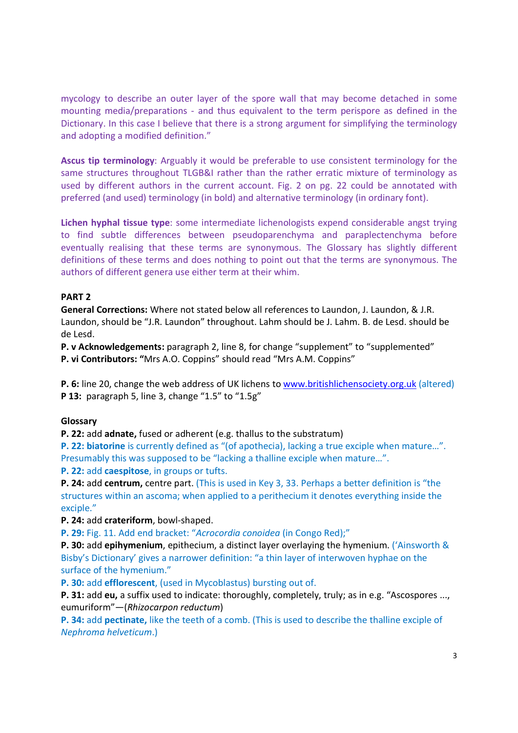mycology to describe an outer layer of the spore wall that may become detached in some mounting media/preparations - and thus equivalent to the term perispore as defined in the Dictionary. In this case I believe that there is a strong argument for simplifying the terminology and adopting a modified definition."

**Ascus tip terminology**: Arguably it would be preferable to use consistent terminology for the same structures throughout TLGB&I rather than the rather erratic mixture of terminology as used by different authors in the current account. Fig. 2 on pg. 22 could be annotated with preferred (and used) terminology (in bold) and alternative terminology (in ordinary font).

**Lichen hyphal tissue type**: some intermediate lichenologists expend considerable angst trying to find subtle differences between pseudoparenchyma and paraplectenchyma before eventually realising that these terms are synonymous. The Glossary has slightly different definitions of these terms and does nothing to point out that the terms are synonymous. The authors of different genera use either term at their whim.

**PART 2**

**General Corrections:** Where not stated below all references to Laundon, J. Laundon, & J.R. Laundon, should be "J.R. Laundon" throughout. Lahm should be J. Lahm. B. de Lesd. should be de Lesd.

**P. v Acknowledgements:** paragraph 2, line 8, for change "supplement" to "supplemented"

**P. vi Contributors:** "Mrs A.O. Coppins" should read "Mrs A.M. Coppins"

**P. 6:** line 20, change the web address of UK lichens to www.britishlichensociety.org.uk (altered)

**P 13:** paragraph 5, line 3, change "1.5" to "1.5g"

**Glossary**

**P. 22:** add **adnate,** fused or adherent (e.g. thallus to the substratum)

**P. 22: biatorine** is currently defined as "(of apothecia), lacking a true exciple when mature…". Presumably this was supposed to be "lacking a thalline exciple when mature…".

**P. 22:** add **caespitose**, in groups or tufts.

**P. 24:** add **centrum,** centre part. (This is used in Key 3, 33. Perhaps a better definition is "the structures within an ascoma; when applied to a perithecium it denotes everything inside the exciple."

**P. 24:** add **crateriform**, bowl-shaped.

**P. 29:** Fig. 11. Add end bracket: "*Acrocordia conoidea* (in Congo Red);"

**P. 30:** add **epihymenium**, epithecium, a distinct layer overlaying the hymenium. ('Ainsworth & Bisby's Dictionary' gives a narrower definition: "a thin layer of interwoven hyphae on the surface of the hymenium."

**P. 30:** add **efflorescent**, (used in Mycoblastus) bursting out of.

**P. 31:** add **eu,** a suffix used to indicate: thoroughly, completely, truly; as in e.g. "Ascospores ..., eumuriform"—(*Rhizocarpon reductum*)

**P. 34:** add **pectinate,** like the teeth of a comb. (This is used to describe the thalline exciple of *Nephroma helveticum*.)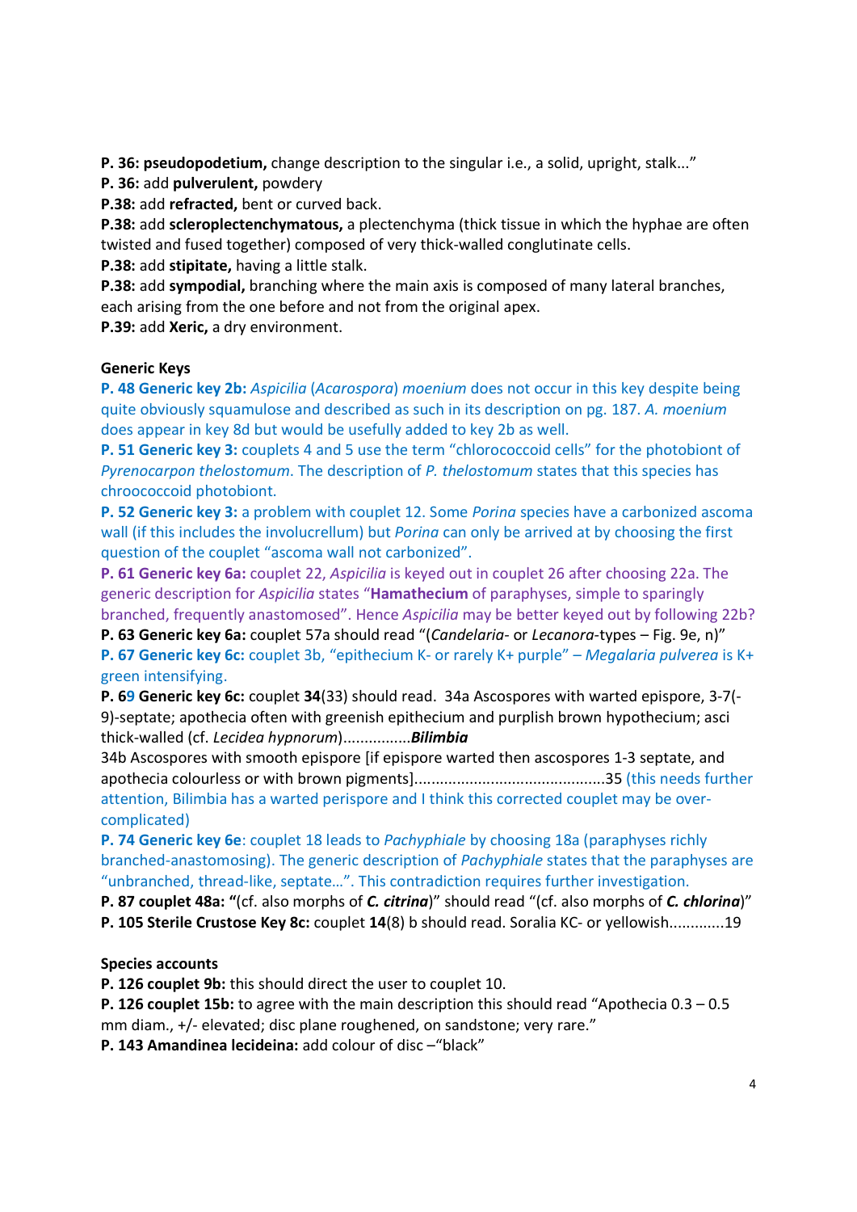**P. 36: pseudopodetium,** change description to the singular i.e., a solid, upright, stalk..."

**P. 36:** add **pulverulent,** powdery

**P.38:** add **refracted,** bent or curved back.

**P.38:** add **scleroplectenchymatous,** a plectenchyma (thick tissue in which the hyphae are often twisted and fused together) composed of very thick-walled conglutinate cells.

**P.38:** add **stipitate,** having a little stalk.

**P.38:** add **sympodial,** branching where the main axis is composed of many lateral branches, each arising from the one before and not from the original apex.

**P.39:** add **Xeric,** a dry environment.

**Generic Keys**

**P. 48 Generic key 2b:** *Aspicilia* (*Acarospora*) *moenium* does not occur in this key despite being quite obviously squamulose and described as such in its description on pg. 187. *A. moenium* does appear in key 8d but would be usefully added to key 2b as well.

**P. 51 Generic key 3:** couplets 4 and 5 use the term "chlorococcoid cells" for the photobiont of *Pyrenocarpon thelostomum*. The description of *P. thelostomum* states that this species has chroococcoid photobiont.

**P. 52 Generic key 3:** a problem with couplet 12. Some *Porina* species have a carbonized ascoma wall (if this includes the involucrellum) but *Porina* can only be arrived at by choosing the first question of the couplet "ascoma wall not carbonized".

**P. 61 Generic key 6a:** couplet 22, *Aspicilia* is keyed out in couplet 26 after choosing 22a. The generic description for *Aspicilia* states "**Hamathecium** of paraphyses, simple to sparingly branched, frequently anastomosed". Hence *Aspicilia* may be better keyed out by following 22b?

**P. 63 Generic key 6a:** couplet 57a should read "(*Candelaria*- or *Lecanora*-types – Fig. 9e, n)"

**P. 67 Generic key 6c:** couplet 3b, "epithecium K- or rarely K+ purple" – *Megalaria pulverea* is K+ green intensifying.

**P. 69 Generic key 6c:** couplet **34**(33) should read. 34a Ascospores with warted epispore, 3-7(-9)-septate; apothecia often with greenish epithecium and purplish brown hypothecium; asci thick-walled (cf. *Lecidea hypnorum*)................***Bilimbia***

34b Ascospores with smooth epispore [if epispore warted then ascospores 1-3 septate, and apothecia colourless or with brown pigments]............................................35 (this needs further attention, Bilimbia has a warted perispore and I think this corrected couplet may be over-complicated)

**P. 74 Generic key 6e**: couplet 18 leads to *Pachyphiale* by choosing 18a (paraphyses richly branched-anastomosing). The generic description of *Pachyphiale* states that the paraphyses are "unbranched, thread-like, septate…". This contradiction requires further investigation.

**P. 87 couplet 48a: "**(cf. also morphs of ***C. citrina***)" should read "(cf. also morphs of ***C. chlorina***)"

**P. 105 Sterile Crustose Key 8c:** couplet **14**(8) b should read. Soralia KC- or yellowish.............19

**Species accounts**

**P. 126 couplet 9b:** this should direct the user to couplet 10.

**P. 126 couplet 15b:** to agree with the main description this should read "Apothecia 0.3 – 0.5 mm diam., +/- elevated; disc plane roughened, on sandstone; very rare."

**P. 143 Amandinea lecideina:** add colour of disc –"black"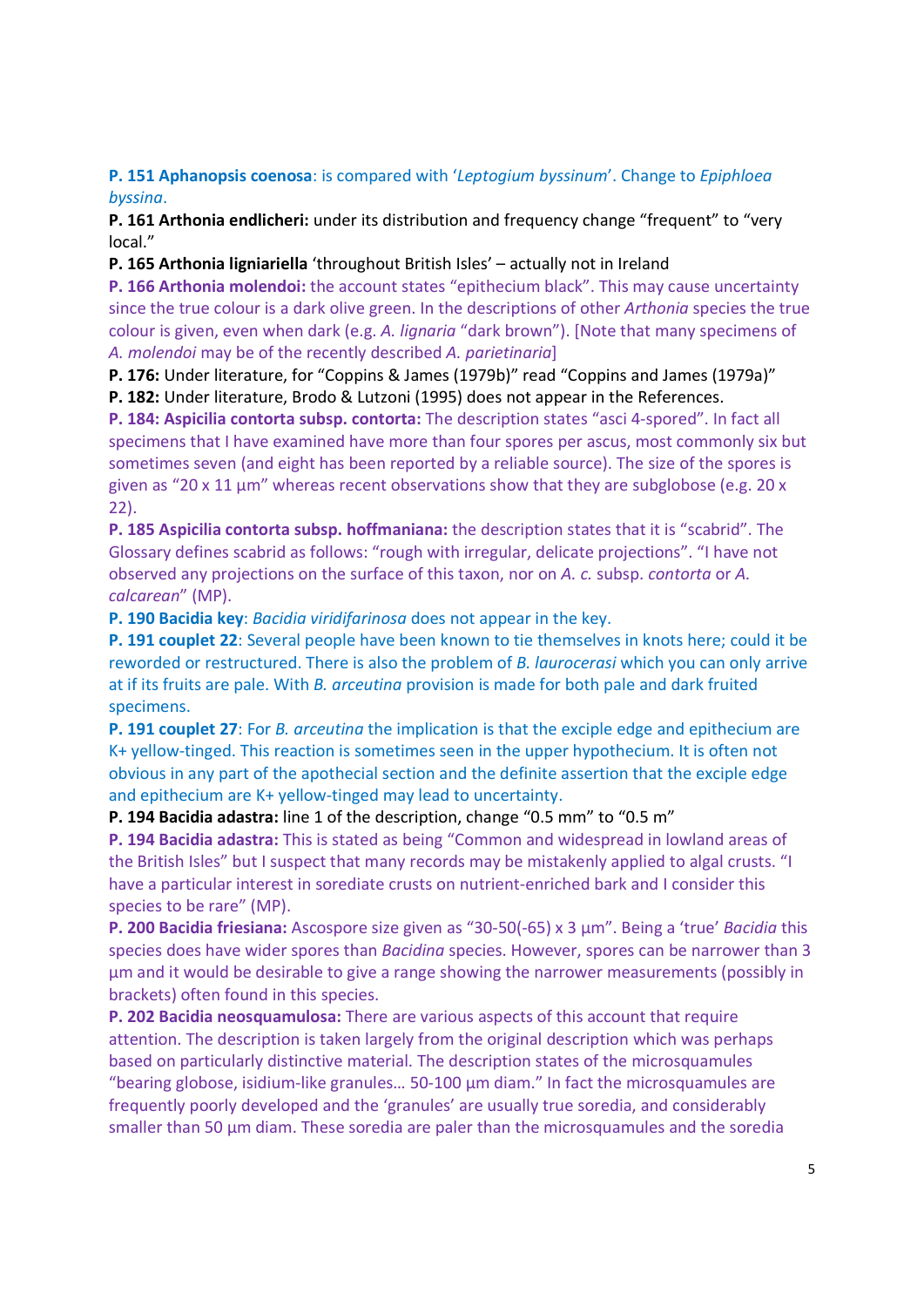**P. 151 Aphanopsis coenosa**: is compared with '*Leptogium byssinum*'. Change to *Epiphloea byssina*.

**P. 161 Arthonia endlicheri:** under its distribution and frequency change "frequent" to "very local."

**P. 165 Arthonia ligniariella** 'throughout British Isles' – actually not in Ireland

**P. 166 Arthonia molendoi:** the account states "epithecium black". This may cause uncertainty since the true colour is a dark olive green. In the descriptions of other *Arthonia* species the true colour is given, even when dark (e.g. *A. lignaria* "dark brown"). [Note that many specimens of *A. molendoi* may be of the recently described *A. parietinaria*]

**P. 176:** Under literature, for "Coppins & James (1979b)" read "Coppins and James (1979a)"

**P. 182:** Under literature, Brodo & Lutzoni (1995) does not appear in the References.

**P. 184: Aspicilia contorta subsp. contorta:** The description states "asci 4-spored". In fact all specimens that I have examined have more than four spores per ascus, most commonly six but sometimes seven (and eight has been reported by a reliable source). The size of the spores is given as "20 x 11 µm" whereas recent observations show that they are subglobose (e.g. 20 x 22).

**P. 185 Aspicilia contorta subsp. hoffmaniana:** the description states that it is "scabrid". The Glossary defines scabrid as follows: "rough with irregular, delicate projections". "I have not observed any projections on the surface of this taxon, nor on *A. c.* subsp. *contorta* or *A. calcarean*" (MP).

**P. 190 Bacidia key**: *Bacidia viridifarinosa* does not appear in the key.

**P. 191 couplet 22**: Several people have been known to tie themselves in knots here; could it be reworded or restructured. There is also the problem of *B. laurocerasi* which you can only arrive at if its fruits are pale. With *B. arceutina* provision is made for both pale and dark fruited specimens.

**P. 191 couplet 27**: For *B. arceutina* the implication is that the exciple edge and epithecium are K+ yellow-tinged. This reaction is sometimes seen in the upper hypothecium. It is often not obvious in any part of the apothecial section and the definite assertion that the exciple edge and epithecium are K+ yellow-tinged may lead to uncertainty.

**P. 194 Bacidia adastra:** line 1 of the description, change "0.5 mm" to "0.5 m"

**P. 194 Bacidia adastra:** This is stated as being "Common and widespread in lowland areas of the British Isles" but I suspect that many records may be mistakenly applied to algal crusts. "I have a particular interest in sorediate crusts on nutrient-enriched bark and I consider this species to be rare" (MP).

**P. 200 Bacidia friesiana:** Ascospore size given as "30-50(-65) x 3 µm". Being a 'true' *Bacidia* this species does have wider spores than *Bacidina* species. However, spores can be narrower than 3 µm and it would be desirable to give a range showing the narrower measurements (possibly in brackets) often found in this species.

**P. 202 Bacidia neosquamulosa:** There are various aspects of this account that require attention. The description is taken largely from the original description which was perhaps based on particularly distinctive material. The description states of the microsquamules "bearing globose, isidium-like granules… 50-100 µm diam." In fact the microsquamules are frequently poorly developed and the 'granules' are usually true soredia, and considerably smaller than 50 µm diam. These soredia are paler than the microsquamules and the soredia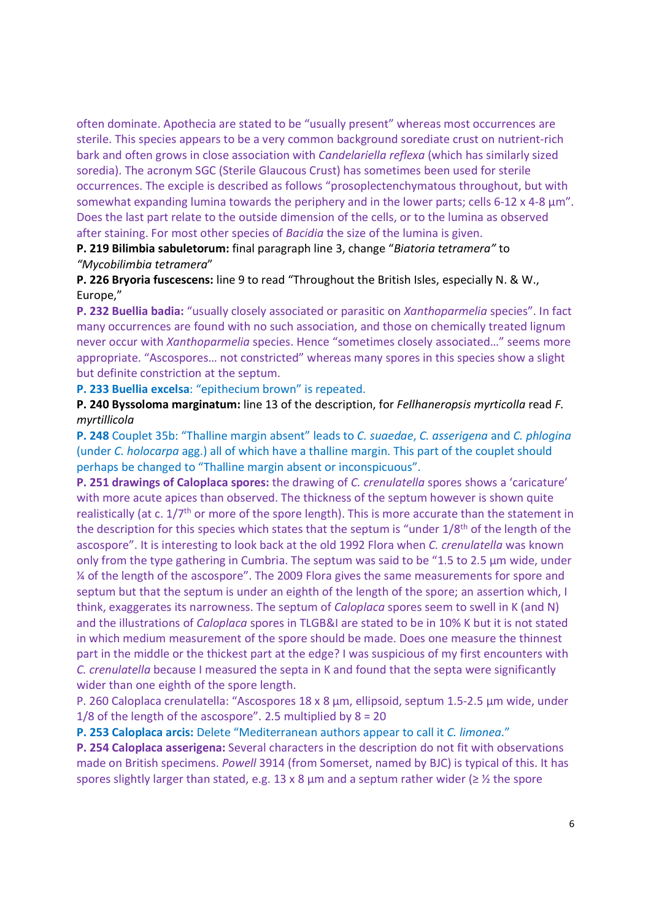often dominate. Apothecia are stated to be "usually present" whereas most occurrences are sterile. This species appears to be a very common background sorediate crust on nutrient-rich bark and often grows in close association with *Candelariella reflexa* (which has similarly sized soredia). The acronym SGC (Sterile Glaucous Crust) has sometimes been used for sterile occurrences. The exciple is described as follows "prosoplectenchymatous throughout, but with somewhat expanding lumina towards the periphery and in the lower parts; cells 6-12 x 4-8 µm". Does the last part relate to the outside dimension of the cells, or to the lumina as observed after staining. For most other species of *Bacidia* the size of the lumina is given.

**P. 219 Bilimbia sabuletorum:** final paragraph line 3, change "*Biatoria tetramera"* to *"Mycobilimbia tetramera*"

**P. 226 Bryoria fuscescens:** line 9 to read "Throughout the British Isles, especially N. & W., Europe,"

**P. 232 Buellia badia:** "usually closely associated or parasitic on *Xanthoparmelia* species". In fact many occurrences are found with no such association, and those on chemically treated lignum never occur with *Xanthoparmelia* species. Hence "sometimes closely associated…" seems more appropriate. "Ascospores… not constricted" whereas many spores in this species show a slight but definite constriction at the septum.

**P. 233 Buellia excelsa**: "epithecium brown" is repeated.

**P. 240 Byssoloma marginatum:** line 13 of the description, for *Fellhaneropsis myrticolla* read *F. myrtillicola*

**P. 248** Couplet 35b: "Thalline margin absent" leads to *C. suaedae*, *C. asserigena* and *C. phlogina* (under *C. holocarpa* agg.) all of which have a thalline margin. This part of the couplet should perhaps be changed to "Thalline margin absent or inconspicuous".

**P. 251 drawings of Caloplaca spores:** the drawing of *C. crenulatella* spores shows a 'caricature' with more acute apices than observed. The thickness of the septum however is shown quite realistically (at c. 1/7th or more of the spore length). This is more accurate than the statement in the description for this species which states that the septum is "under 1/8th of the length of the ascospore". It is interesting to look back at the old 1992 Flora when *C. crenulatella* was known only from the type gathering in Cumbria. The septum was said to be "1.5 to 2.5 µm wide, under ¼ of the length of the ascospore". The 2009 Flora gives the same measurements for spore and septum but that the septum is under an eighth of the length of the spore; an assertion which, I think, exaggerates its narrowness. The septum of *Caloplaca* spores seem to swell in K (and N) and the illustrations of *Caloplaca* spores in TLGB&I are stated to be in 10% K but it is not stated in which medium measurement of the spore should be made. Does one measure the thinnest part in the middle or the thickest part at the edge? I was suspicious of my first encounters with *C. crenulatella* because I measured the septa in K and found that the septa were significantly wider than one eighth of the spore length.

P. 260 Caloplaca crenulatella: "Ascospores 18 x 8 µm, ellipsoid, septum 1.5-2.5 µm wide, under 1/8 of the length of the ascospore". 2.5 multiplied by 8 = 20

**P. 253 Caloplaca arcis:** Delete "Mediterranean authors appear to call it *C. limonea*."

**P. 254 Caloplaca asserigena:** Several characters in the description do not fit with observations made on British specimens. *Powell* 3914 (from Somerset, named by BJC) is typical of this. It has spores slightly larger than stated, e.g. 13 x 8 µm and a septum rather wider (≥ ½ the spore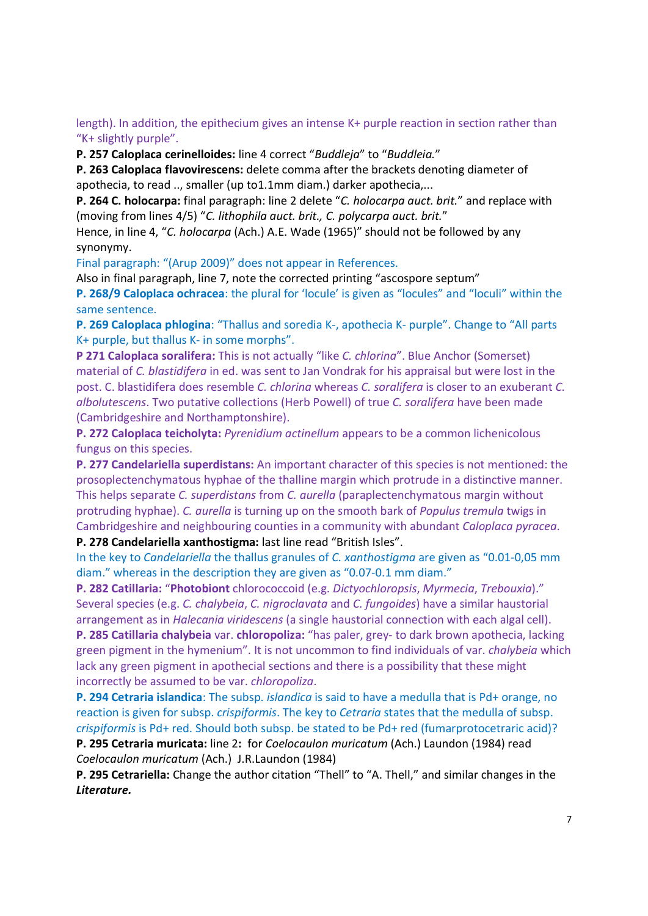length). In addition, the epithecium gives an intense K+ purple reaction in section rather than “K+ slightly purple”.

**P. 257 Caloplaca cerinelloides:** line 4 correct “*Buddleja*” to “*Buddleia.*”

**P. 263 Caloplaca flavovirescens:** delete comma after the brackets denoting diameter of apothecia, to read .., smaller (up to1.1mm diam.) darker apothecia,...

**P. 264 C. holocarpa:** final paragraph: line 2 delete “*C. holocarpa auct. brit.*” and replace with (moving from lines 4/5) “*C. lithophila auct. brit., C. polycarpa auct. brit.*”

Hence, in line 4, “*C. holocarpa* (Ach.) A.E. Wade (1965)” should not be followed by any synonymy.

Final paragraph: “(Arup 2009)” does not appear in References.

Also in final paragraph, line 7, note the corrected printing “ascospore septum”

**P. 268/9 Caloplaca ochracea**: the plural for ‘locule’ is given as “locules” and “loculi” within the same sentence.

**P. 269 Caloplaca phlogina**: “Thallus and soredia K-, apothecia K- purple”. Change to “All parts K+ purple, but thallus K- in some morphs”.

**P 271 Caloplaca soralifera:** This is not actually “like *C. chlorina*”. Blue Anchor (Somerset) material of *C. blastidifera* in ed. was sent to Jan Vondrak for his appraisal but were lost in the post. C. blastidifera does resemble *C. chlorina* whereas *C. soralifera* is closer to an exuberant *C. albolutescens*. Two putative collections (Herb Powell) of true *C. soralifera* have been made (Cambridgeshire and Northamptonshire).

**P. 272 Caloplaca teicholyta:** *Pyrenidium actinellum* appears to be a common lichenicolous fungus on this species.

**P. 277 Candelariella superdistans:** An important character of this species is not mentioned: the prosoplectenchymatous hyphae of the thalline margin which protrude in a distinctive manner. This helps separate *C. superdistans* from *C. aurella* (paraplectenchymatous margin without protruding hyphae). *C. aurella* is turning up on the smooth bark of *Populus tremula* twigs in Cambridgeshire and neighbouring counties in a community with abundant *Caloplaca pyracea*.

**P. 278 Candelariella xanthostigma:** last line read “British Isles”.

In the key to *Candelariella* the thallus granules of *C. xanthostigma* are given as “0.01-0,05 mm diam.” whereas in the description they are given as “0.07-0.1 mm diam.”

**P. 282 Catillaria:** “**Photobiont** chlorococcoid (e.g. *Dictyochloropsis*, *Myrmecia*, *Trebouxia*).” Several species (e.g. *C. chalybeia*, *C. nigroclavata* and *C. fungoides*) have a similar haustorial arrangement as in *Halecania viridescens* (a single haustorial connection with each algal cell).

**P. 285 Catillaria chalybeia** var. **chloropoliza:** “has paler, grey- to dark brown apothecia, lacking green pigment in the hymenium”. It is not uncommon to find individuals of var. *chalybeia* which lack any green pigment in apothecial sections and there is a possibility that these might incorrectly be assumed to be var. *chloropoliza*.

**P. 294 Cetraria islandica**: The subsp. *islandica* is said to have a medulla that is Pd+ orange, no reaction is given for subsp. *crispiformis*. The key to *Cetraria* states that the medulla of subsp. *crispiformis* is Pd+ red. Should both subsp. be stated to be Pd+ red (fumarprotocetraric acid)?

**P. 295 Cetraria muricata:** line 2**:** for *Coelocaulon muricatum* (Ach.) Laundon (1984) read *Coelocaulon muricatum* (Ach.) J.R.Laundon (1984)

**P. 295 Cetrariella:** Change the author citation “Thell” to “A. Thell,” and similar changes in the ***Literature.***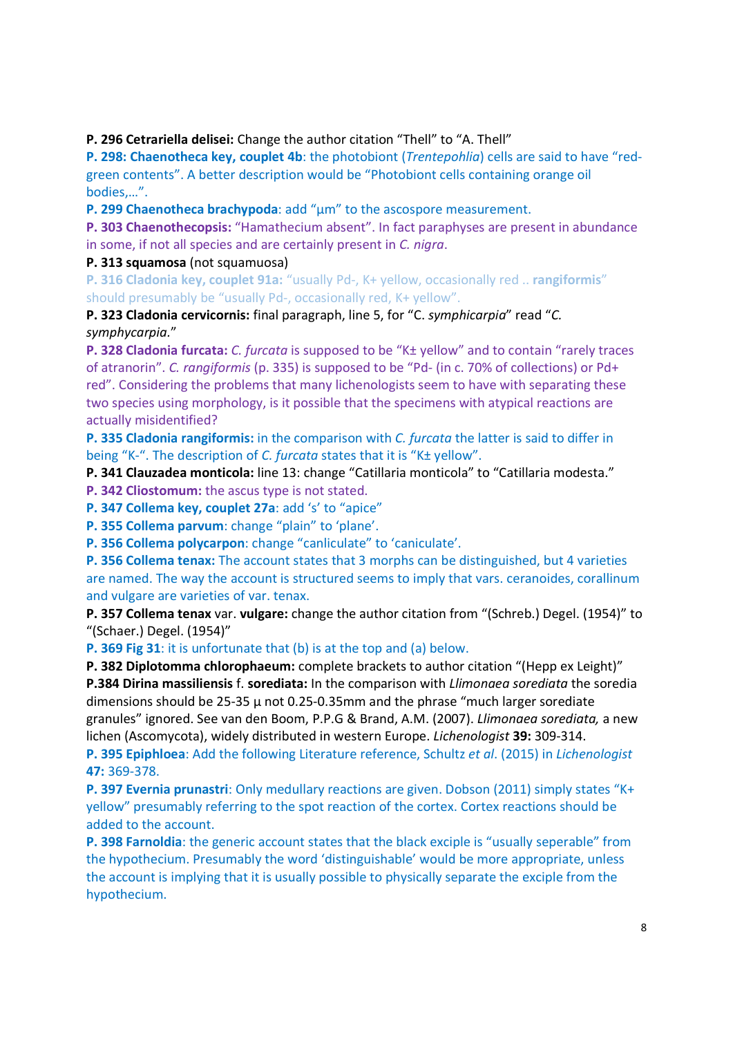**P. 296 Cetrariella delisei:** Change the author citation "Thell" to "A. Thell"

**P. 298: Chaenotheca key, couplet 4b**: the photobiont (*Trentepohlia*) cells are said to have "red-green contents". A better description would be "Photobiont cells containing orange oil bodies,…".

**P. 299 Chaenotheca brachypoda**: add "µm" to the ascospore measurement.

**P. 303 Chaenothecopsis:** "Hamathecium absent". In fact paraphyses are present in abundance in some, if not all species and are certainly present in *C. nigra*.

**P. 313 squamosa** (not squamuosa)

**P. 316 Cladonia key, couplet 91a:** "usually Pd-, K+ yellow, occasionally red .. **rangiformis**" should presumably be "usually Pd-, occasionally red, K+ yellow".

**P. 323 Cladonia cervicornis:** final paragraph, line 5, for "C. *symphicarpia*" read "*C. symphycarpia*."

**P. 328 Cladonia furcata:** *C. furcata* is supposed to be "K± yellow" and to contain "rarely traces of atranorin". *C. rangiformis* (p. 335) is supposed to be "Pd- (in c. 70% of collections) or Pd+ red". Considering the problems that many lichenologists seem to have with separating these two species using morphology, is it possible that the specimens with atypical reactions are actually misidentified?

**P. 335 Cladonia rangiformis:** in the comparison with *C. furcata* the latter is said to differ in being "K-". The description of *C. furcata* states that it is "K± yellow".

**P. 341 Clauzadea monticola:** line 13: change "Catillaria monticola" to "Catillaria modesta."

**P. 342 Cliostomum:** the ascus type is not stated.

**P. 347 Collema key, couplet 27a**: add 's' to "apice"

**P. 355 Collema parvum**: change "plain" to 'plane'.

**P. 356 Collema polycarpon**: change "canliculate" to 'caniculate'.

**P. 356 Collema tenax:** The account states that 3 morphs can be distinguished, but 4 varieties are named. The way the account is structured seems to imply that vars. ceranoides, corallinum and vulgare are varieties of var. tenax.

**P. 357 Collema tenax** var. **vulgare:** change the author citation from "(Schreb.) Degel. (1954)" to "(Schaer.) Degel. (1954)"

**P. 369 Fig 31**: it is unfortunate that (b) is at the top and (a) below.

**P. 382 Diplotomma chlorophaeum:** complete brackets to author citation "(Hepp ex Leight)"

**P.384 Dirina massiliensis** f. **sorediata:** In the comparison with *Llimonaea sorediata* the soredia dimensions should be 25-35 µ not 0.25-0.35mm and the phrase "much larger sorediate granules" ignored. See van den Boom, P.P.G & Brand, A.M. (2007). *Llimonaea sorediata,* a new lichen (Ascomycota), widely distributed in western Europe. *Lichenologist* **39:** 309-314.

**P. 395 Epiphloea**: Add the following Literature reference, Schultz *et al*. (2015) in *Lichenologist* **47:** 369-378.

**P. 397 Evernia prunastri**: Only medullary reactions are given. Dobson (2011) simply states "K+ yellow" presumably referring to the spot reaction of the cortex. Cortex reactions should be added to the account.

**P. 398 Farnoldia**: the generic account states that the black exciple is "usually seperable" from the hypothecium. Presumably the word 'distinguishable' would be more appropriate, unless the account is implying that it is usually possible to physically separate the exciple from the hypothecium.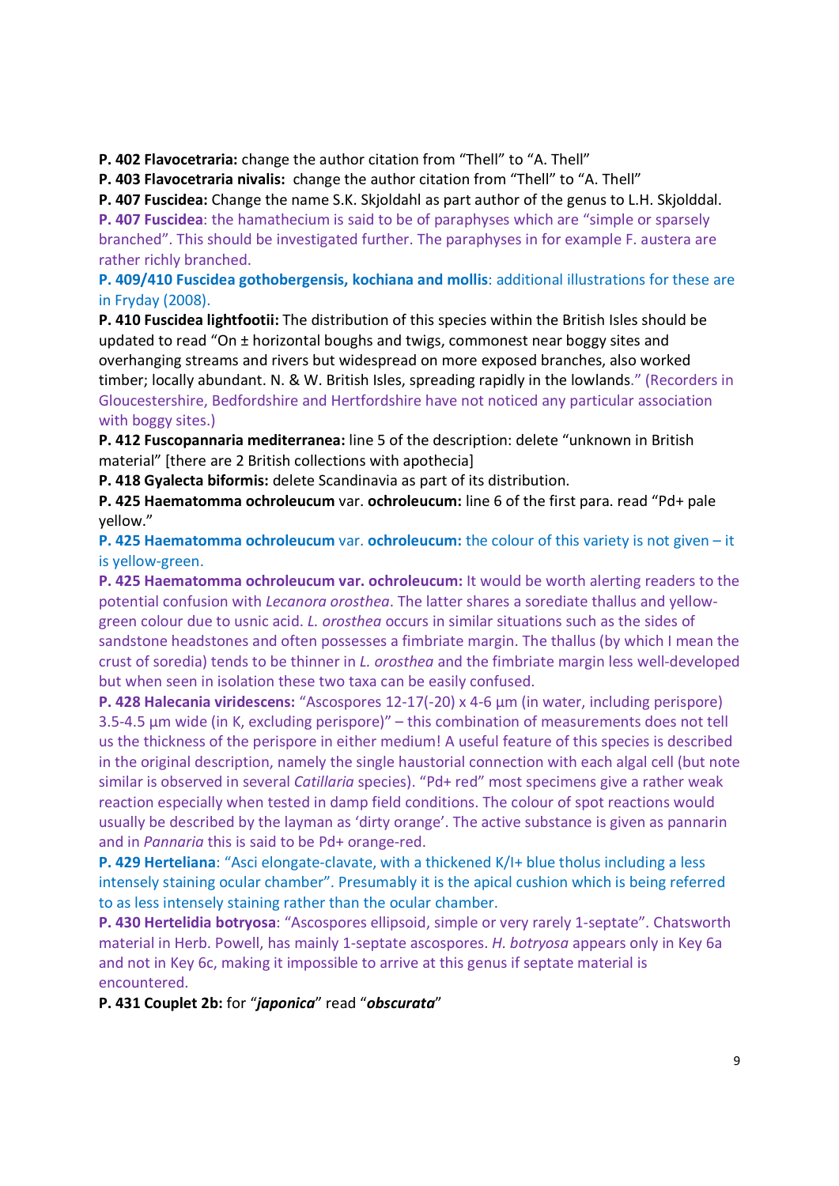**P. 402 Flavocetraria:** change the author citation from "Thell" to "A. Thell"

**P. 403 Flavocetraria nivalis:** change the author citation from "Thell" to "A. Thell"

**P. 407 Fuscidea:** Change the name S.K. Skjoldahl as part author of the genus to L.H. Skjolddal.

**P. 407 Fuscidea**: the hamathecium is said to be of paraphyses which are "simple or sparsely branched". This should be investigated further. The paraphyses in for example F. austera are rather richly branched.

**P. 409/410 Fuscidea gothobergensis, kochiana and mollis**: additional illustrations for these are in Fryday (2008).

**P. 410 Fuscidea lightfootii:** The distribution of this species within the British Isles should be updated to read "On ± horizontal boughs and twigs, commonest near boggy sites and overhanging streams and rivers but widespread on more exposed branches, also worked timber; locally abundant. N. & W. British Isles, spreading rapidly in the lowlands." (Recorders in Gloucestershire, Bedfordshire and Hertfordshire have not noticed any particular association with boggy sites.)

**P. 412 Fuscopannaria mediterranea:** line 5 of the description: delete "unknown in British material" [there are 2 British collections with apothecia]

**P. 418 Gyalecta biformis:** delete Scandinavia as part of its distribution.

**P. 425 Haematomma ochroleucum** var. **ochroleucum:** line 6 of the first para. read "Pd+ pale yellow."

**P. 425 Haematomma ochroleucum** var. **ochroleucum:** the colour of this variety is not given – it is yellow-green.

**P. 425 Haematomma ochroleucum var. ochroleucum:** It would be worth alerting readers to the potential confusion with *Lecanora orosthea*. The latter shares a sorediate thallus and yellow-green colour due to usnic acid. *L. orosthea* occurs in similar situations such as the sides of sandstone headstones and often possesses a fimbriate margin. The thallus (by which I mean the crust of soredia) tends to be thinner in *L. orosthea* and the fimbriate margin less well-developed but when seen in isolation these two taxa can be easily confused.

**P. 428 Halecania viridescens:** "Ascospores 12-17(-20) x 4-6 µm (in water, including perispore) 3.5-4.5 µm wide (in K, excluding perispore)" – this combination of measurements does not tell us the thickness of the perispore in either medium! A useful feature of this species is described in the original description, namely the single haustorial connection with each algal cell (but note similar is observed in several *Catillaria* species). "Pd+ red" most specimens give a rather weak reaction especially when tested in damp field conditions. The colour of spot reactions would usually be described by the layman as 'dirty orange'. The active substance is given as pannarin and in *Pannaria* this is said to be Pd+ orange-red.

**P. 429 Herteliana**: "Asci elongate-clavate, with a thickened K/I+ blue tholus including a less intensely staining ocular chamber". Presumably it is the apical cushion which is being referred to as less intensely staining rather than the ocular chamber.

**P. 430 Hertelidia botryosa**: "Ascospores ellipsoid, simple or very rarely 1-septate". Chatsworth material in Herb. Powell, has mainly 1-septate ascospores. *H. botryosa* appears only in Key 6a and not in Key 6c, making it impossible to arrive at this genus if septate material is encountered.

**P. 431 Couplet 2b:** for "***japonica***" read "***obscurata***"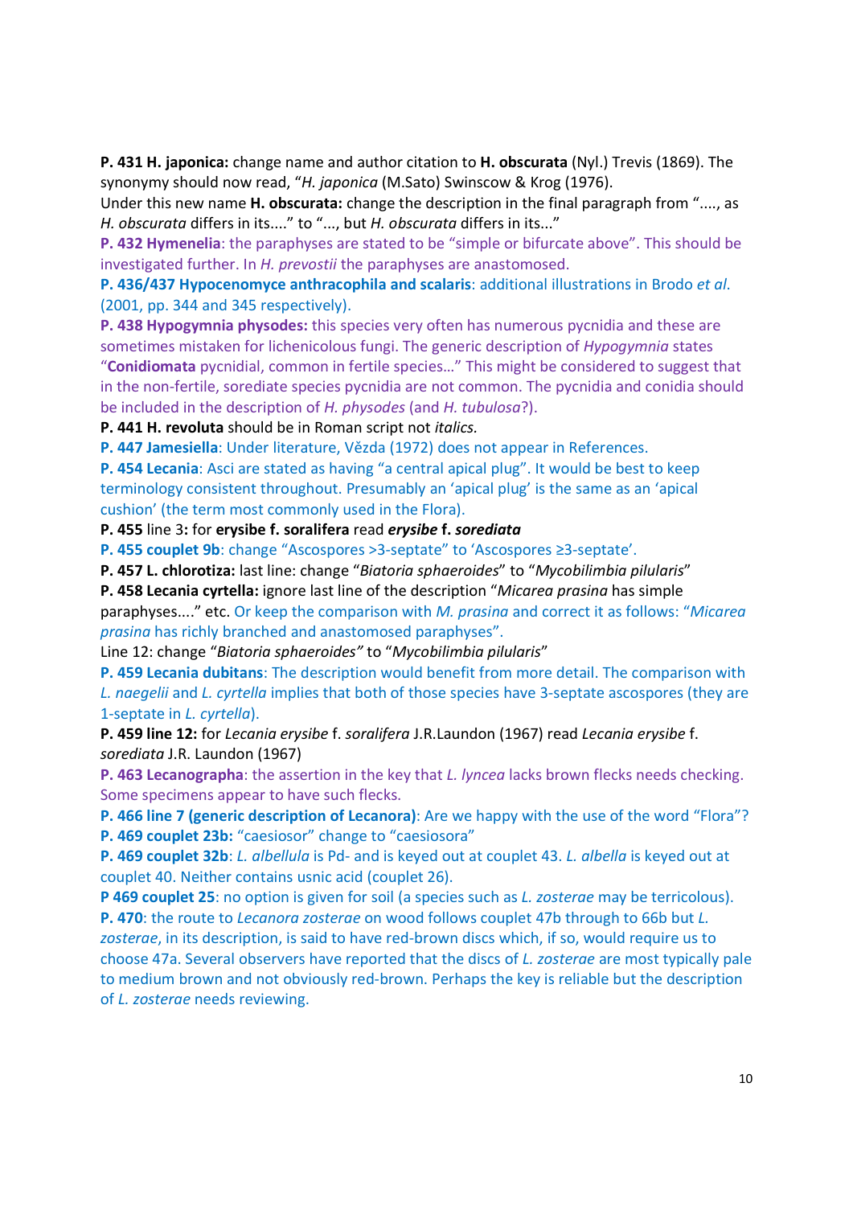**P. 431 H. japonica:** change name and author citation to **H. obscurata** (Nyl.) Trevis (1869). The synonymy should now read, "*H. japonica* (M.Sato) Swinscow & Krog (1976).
Under this new name **H. obscurata:** change the description in the final paragraph from "...., as *H. obscurata* differs in its...." to "..., but *H. obscurata* differs in its..."

**P. 432 Hymenelia**: the paraphyses are stated to be "simple or bifurcate above". This should be investigated further. In *H. prevostii* the paraphyses are anastomosed.

**P. 436/437 Hypocenomyce anthracophila and scalaris**: additional illustrations in Brodo *et al.* (2001, pp. 344 and 345 respectively).

**P. 438 Hypogymnia physodes:** this species very often has numerous pycnidia and these are sometimes mistaken for lichenicolous fungi. The generic description of *Hypogymnia* states "**Conidiomata** pycnidial, common in fertile species…" This might be considered to suggest that in the non-fertile, sorediate species pycnidia are not common. The pycnidia and conidia should be included in the description of *H. physodes* (and *H. tubulosa*?).

**P. 441 H. revoluta** should be in Roman script not *italics.*

**P. 447 Jamesiella**: Under literature, Vězda (1972) does not appear in References.

**P. 454 Lecania**: Asci are stated as having "a central apical plug". It would be best to keep terminology consistent throughout. Presumably an 'apical plug' is the same as an 'apical cushion' (the term most commonly used in the Flora).

**P. 455** line 3**:** for **erysibe f. soralifera** read ***erysibe* f. *sorediata***

**P. 455 couplet 9b**: change "Ascospores >3-septate" to 'Ascospores ≥3-septate'.

**P. 457 L. chlorotiza:** last line: change "*Biatoria sphaeroides*" to "*Mycobilimbia pilularis*"

**P. 458 Lecania cyrtella:** ignore last line of the description "*Micarea prasina* has simple paraphyses...." etc. Or keep the comparison with *M. prasina* and correct it as follows: "*Micarea prasina* has richly branched and anastomosed paraphyses".
Line 12: change "*Biatoria sphaeroides"* to "*Mycobilimbia pilularis*"

**P. 459 Lecania dubitans**: The description would benefit from more detail. The comparison with *L. naegelii* and *L. cyrtella* implies that both of those species have 3-septate ascospores (they are 1-septate in *L. cyrtella*).

**P. 459 line 12:** for *Lecania erysibe* f. *soralifera* J.R.Laundon (1967) read *Lecania erysibe* f. *sorediata* J.R. Laundon (1967)

**P. 463 Lecanographa**: the assertion in the key that *L. lyncea* lacks brown flecks needs checking. Some specimens appear to have such flecks.

**P. 466 line 7 (generic description of Lecanora)**: Are we happy with the use of the word "Flora"?

**P. 469 couplet 23b:** "caesiosor" change to "caesiosora"

**P. 469 couplet 32b**: *L. albellula* is Pd- and is keyed out at couplet 43. *L. albella* is keyed out at couplet 40. Neither contains usnic acid (couplet 26).

**P 469 couplet 25**: no option is given for soil (a species such as *L. zosterae* may be terricolous).

**P. 470**: the route to *Lecanora zosterae* on wood follows couplet 47b through to 66b but *L. zosterae*, in its description, is said to have red-brown discs which, if so, would require us to choose 47a. Several observers have reported that the discs of *L. zosterae* are most typically pale to medium brown and not obviously red-brown. Perhaps the key is reliable but the description of *L. zosterae* needs reviewing.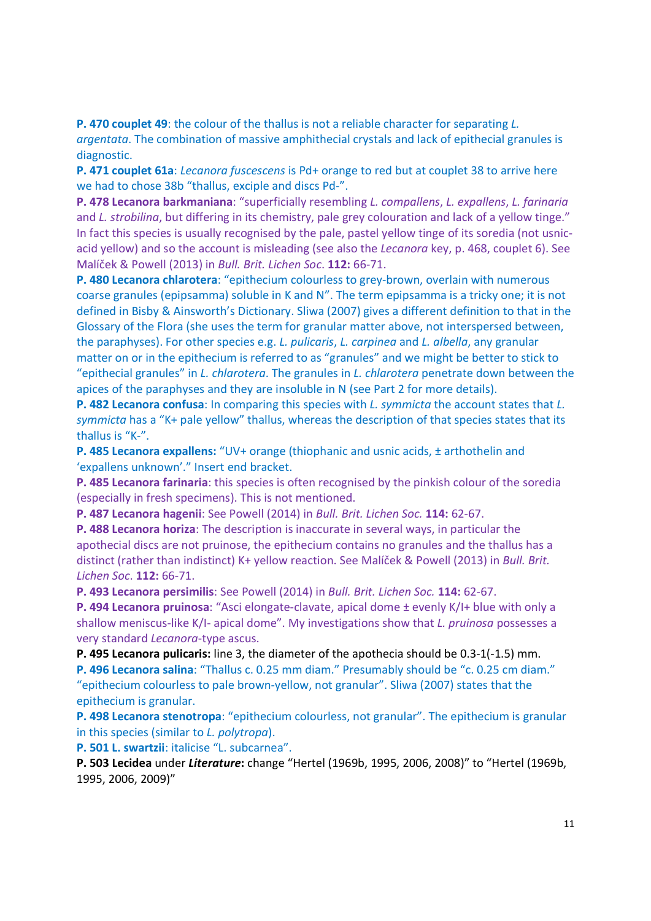**P. 470 couplet 49**: the colour of the thallus is not a reliable character for separating *L. argentata*. The combination of massive amphithecial crystals and lack of epithecial granules is diagnostic.

**P. 471 couplet 61a**: *Lecanora fuscescens* is Pd+ orange to red but at couplet 38 to arrive here we had to chose 38b “thallus, exciple and discs Pd-”.

**P. 478 Lecanora barkmaniana**: “superficially resembling *L. compallens*, *L. expallens*, *L. farinaria* and *L. strobilina*, but differing in its chemistry, pale grey colouration and lack of a yellow tinge.” In fact this species is usually recognised by the pale, pastel yellow tinge of its soredia (not usnic-acid yellow) and so the account is misleading (see also the *Lecanora* key, p. 468, couplet 6). See Malíček & Powell (2013) in *Bull. Brit. Lichen Soc*. **112:** 66-71.

**P. 480 Lecanora chlarotera**: “epithecium colourless to grey-brown, overlain with numerous coarse granules (epipsamma) soluble in K and N”. The term epipsamma is a tricky one; it is not defined in Bisby & Ainsworth’s Dictionary. Sliwa (2007) gives a different definition to that in the Glossary of the Flora (she uses the term for granular matter above, not interspersed between, the paraphyses). For other species e.g. *L. pulicaris*, *L. carpinea* and *L. albella*, any granular matter on or in the epithecium is referred to as “granules” and we might be better to stick to “epithecial granules” in *L. chlarotera*. The granules in *L. chlarotera* penetrate down between the apices of the paraphyses and they are insoluble in N (see Part 2 for more details).

**P. 482 Lecanora confusa**: In comparing this species with *L. symmicta* the account states that *L. symmicta* has a “K+ pale yellow” thallus, whereas the description of that species states that its thallus is “K-”.

**P. 484 Lecanora expallens:** “UV+ orange (thiophanic and usnic acids, ± arthothelin and ‘expallens unknown’.” Insert end bracket.

**P. 485 Lecanora farinaria**: this species is often recognised by the pinkish colour of the soredia (especially in fresh specimens). This is not mentioned.

**P. 487 Lecanora hagenii**: See Powell (2014) in *Bull. Brit. Lichen Soc.* **114:** 62-67.

**P. 488 Lecanora horiza**: The description is inaccurate in several ways, in particular the apothecial discs are not pruinose, the epithecium contains no granules and the thallus has a distinct (rather than indistinct) K+ yellow reaction. See Malíček & Powell (2013) in *Bull. Brit. Lichen Soc*. **112:** 66-71.

**P. 493 Lecanora persimilis**: See Powell (2014) in *Bull. Brit. Lichen Soc.* **114:** 62-67.

**P. 494 Lecanora pruinosa**: “Asci elongate-clavate, apical dome ± evenly K/I+ blue with only a shallow meniscus-like K/I- apical dome”. My investigations show that *L. pruinosa* possesses a very standard *Lecanora*-type ascus.

**P. 495 Lecanora pulicaris:** line 3, the diameter of the apothecia should be 0.3-1(-1.5) mm.

**P. 496 Lecanora salina**: “Thallus c. 0.25 mm diam.” Presumably should be “c. 0.25 cm diam.” “epithecium colourless to pale brown-yellow, not granular”. Sliwa (2007) states that the epithecium is granular.

**P. 498 Lecanora stenotropa**: “epithecium colourless, not granular”. The epithecium is granular in this species (similar to *L. polytropa*).

**P. 501 L. swartzii**: italicise “L. subcarnea”.

**P. 503 Lecidea** under ***Literature*:** change “Hertel (1969b, 1995, 2006, 2008)” to “Hertel (1969b, 1995, 2006, 2009)”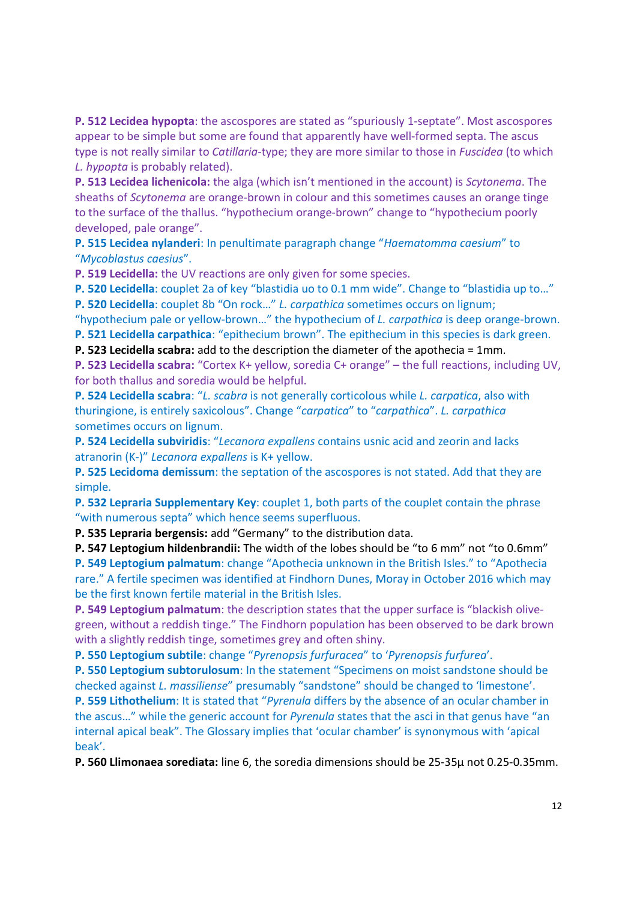**P. 512 Lecidea hypopta**: the ascospores are stated as "spuriously 1-septate". Most ascospores appear to be simple but some are found that apparently have well-formed septa. The ascus type is not really similar to *Catillaria*-type; they are more similar to those in *Fuscidea* (to which *L. hypopta* is probably related).

**P. 513 Lecidea lichenicola:** the alga (which isn't mentioned in the account) is *Scytonema*. The sheaths of *Scytonema* are orange-brown in colour and this sometimes causes an orange tinge to the surface of the thallus. "hypothecium orange-brown" change to "hypothecium poorly developed, pale orange".

**P. 515 Lecidea nylanderi**: In penultimate paragraph change "*Haematomma caesium*" to "*Mycoblastus caesius*".

**P. 519 Lecidella:** the UV reactions are only given for some species.

**P. 520 Lecidella**: couplet 2a of key "blastidia uo to 0.1 mm wide". Change to "blastidia up to…"

**P. 520 Lecidella**: couplet 8b "On rock…" *L. carpathica* sometimes occurs on lignum; "hypothecium pale or yellow-brown…" the hypothecium of *L. carpathica* is deep orange-brown.

**P. 521 Lecidella carpathica**: "epithecium brown". The epithecium in this species is dark green.

**P. 523 Lecidella scabra:** add to the description the diameter of the apothecia = 1mm.

**P. 523 Lecidella scabra:** "Cortex K+ yellow, soredia C+ orange" – the full reactions, including UV, for both thallus and soredia would be helpful.

**P. 524 Lecidella scabra**: "*L. scabra* is not generally corticolous while *L. carpatica*, also with thuringione, is entirely saxicolous". Change "*carpatica*" to "*carpathica*". *L. carpathica* sometimes occurs on lignum.

**P. 524 Lecidella subviridis**: "*Lecanora expallens* contains usnic acid and zeorin and lacks atranorin (K-)" *Lecanora expallens* is K+ yellow.

**P. 525 Lecidoma demissum**: the septation of the ascospores is not stated. Add that they are simple.

**P. 532 Lepraria Supplementary Key**: couplet 1, both parts of the couplet contain the phrase "with numerous septa" which hence seems superfluous.

**P. 535 Lepraria bergensis:** add "Germany" to the distribution data.

**P. 547 Leptogium hildenbrandii:** The width of the lobes should be "to 6 mm" not "to 0.6mm"

**P. 549 Leptogium palmatum**: change "Apothecia unknown in the British Isles." to "Apothecia rare." A fertile specimen was identified at Findhorn Dunes, Moray in October 2016 which may be the first known fertile material in the British Isles.

**P. 549 Leptogium palmatum**: the description states that the upper surface is "blackish olive-green, without a reddish tinge." The Findhorn population has been observed to be dark brown with a slightly reddish tinge, sometimes grey and often shiny.

**P. 550 Leptogium subtile**: change "*Pyrenopsis furfuracea*" to '*Pyrenopsis furfurea*'.

**P. 550 Leptogium subtorulosum**: In the statement "Specimens on moist sandstone should be checked against *L. massiliense*" presumably "sandstone" should be changed to 'limestone'.

**P. 559 Lithothelium**: It is stated that "*Pyrenula* differs by the absence of an ocular chamber in the ascus…" while the generic account for *Pyrenula* states that the asci in that genus have "an internal apical beak". The Glossary implies that 'ocular chamber' is synonymous with 'apical beak'.

**P. 560 Llimonaea sorediata:** line 6, the soredia dimensions should be 25-35µ not 0.25-0.35mm.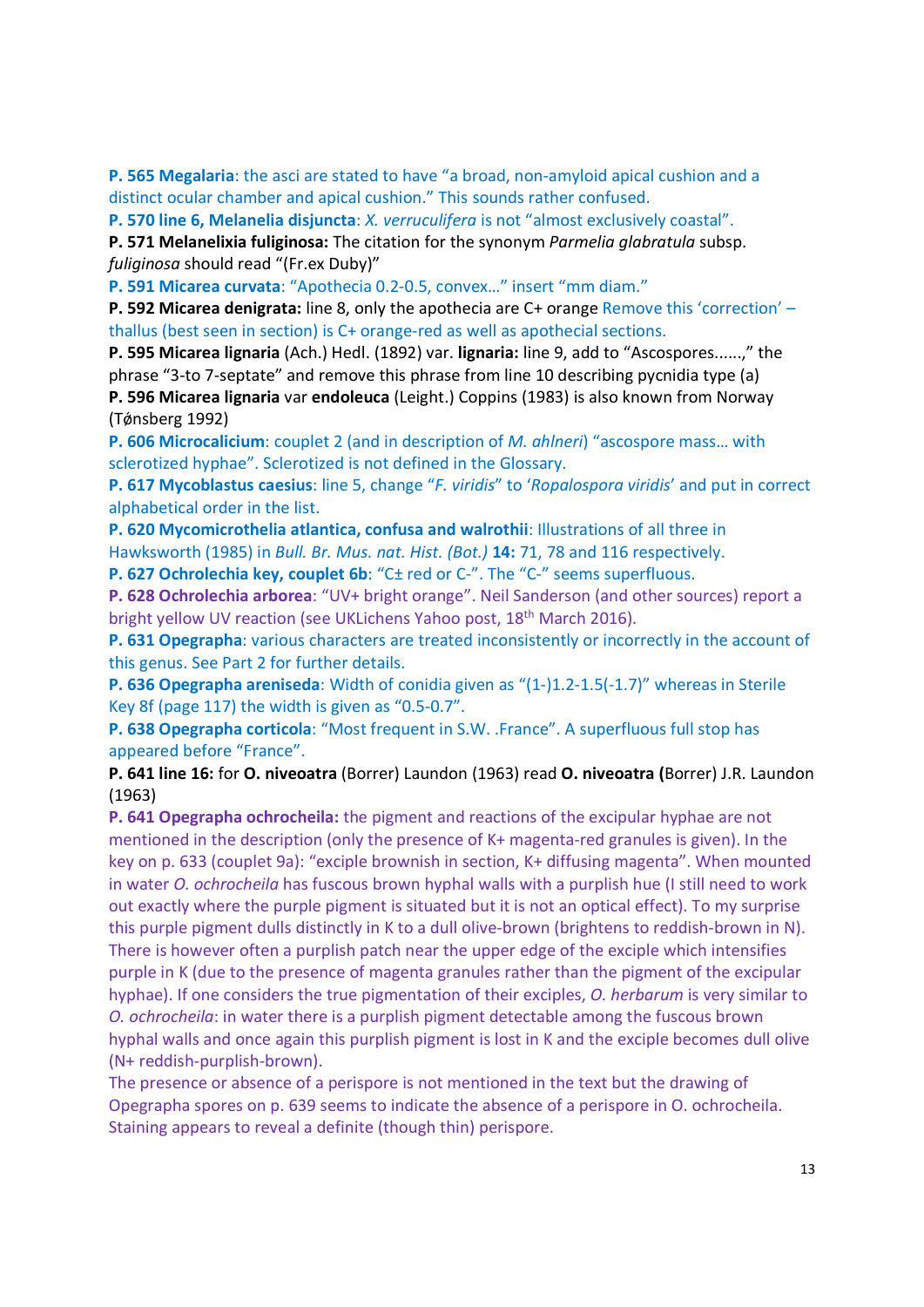**P. 565 Megalaria**: the asci are stated to have “a broad, non-amyloid apical cushion and a distinct ocular chamber and apical cushion.” This sounds rather confused.

**P. 570 line 6, Melanelia disjuncta**: *X. verruculifera* is not “almost exclusively coastal”.

**P. 571 Melanelixia fuliginosa:** The citation for the synonym *Parmelia glabratula* subsp. *fuliginosa* should read “(Fr.ex Duby)”

**P. 591 Micarea curvata**: “Apothecia 0.2-0.5, convex…” insert “mm diam.”

**P. 592 Micarea denigrata:** line 8, only the apothecia are C+ orange Remove this ‘correction’ – thallus (best seen in section) is C+ orange-red as well as apothecial sections.

**P. 595 Micarea lignaria** (Ach.) Hedl. (1892) var. **lignaria:** line 9, add to “Ascospores......,” the phrase “3-to 7-septate” and remove this phrase from line 10 describing pycnidia type (a)

**P. 596 Micarea lignaria** var **endoleuca** (Leight.) Coppins (1983) is also known from Norway (Tønsberg 1992)

**P. 606 Microcalicium**: couplet 2 (and in description of *M. ahlneri*) “ascospore mass… with sclerotized hyphae”. Sclerotized is not defined in the Glossary.

**P. 617 Mycoblastus caesius**: line 5, change “*F. viridis*” to ‘*Ropalospora viridis*’ and put in correct alphabetical order in the list.

**P. 620 Mycomicrothelia atlantica, confusa and walrothii**: Illustrations of all three in Hawksworth (1985) in *Bull. Br. Mus. nat. Hist. (Bot.)* **14:** 71, 78 and 116 respectively.

**P. 627 Ochrolechia key, couplet 6b**: “C± red or C-”. The “C-” seems superfluous.

**P. 628 Ochrolechia arborea**: “UV+ bright orange”. Neil Sanderson (and other sources) report a bright yellow UV reaction (see UKLichens Yahoo post, 18th March 2016).

**P. 631 Opegrapha**: various characters are treated inconsistently or incorrectly in the account of this genus. See Part 2 for further details.

**P. 636 Opegrapha areniseda**: Width of conidia given as “(1-)1.2-1.5(-1.7)” whereas in Sterile Key 8f (page 117) the width is given as “0.5-0.7”.

**P. 638 Opegrapha corticola**: “Most frequent in S.W. .France”. A superfluous full stop has appeared before “France”.

**P. 641 line 16:** for **O. niveoatra** (Borrer) Laundon (1963) read **O. niveoatra (**Borrer) J.R. Laundon (1963)

**P. 641 Opegrapha ochrocheila:** the pigment and reactions of the excipular hyphae are not mentioned in the description (only the presence of K+ magenta-red granules is given). In the key on p. 633 (couplet 9a): “exciple brownish in section, K+ diffusing magenta”. When mounted in water *O. ochrocheila* has fuscous brown hyphal walls with a purplish hue (I still need to work out exactly where the purple pigment is situated but it is not an optical effect). To my surprise this purple pigment dulls distinctly in K to a dull olive-brown (brightens to reddish-brown in N). There is however often a purplish patch near the upper edge of the exciple which intensifies purple in K (due to the presence of magenta granules rather than the pigment of the excipular hyphae). If one considers the true pigmentation of their exciples, *O. herbarum* is very similar to *O. ochrocheila*: in water there is a purplish pigment detectable among the fuscous brown hyphal walls and once again this purplish pigment is lost in K and the exciple becomes dull olive (N+ reddish-purplish-brown).

The presence or absence of a perispore is not mentioned in the text but the drawing of Opegrapha spores on p. 639 seems to indicate the absence of a perispore in O. ochrocheila. Staining appears to reveal a definite (though thin) perispore.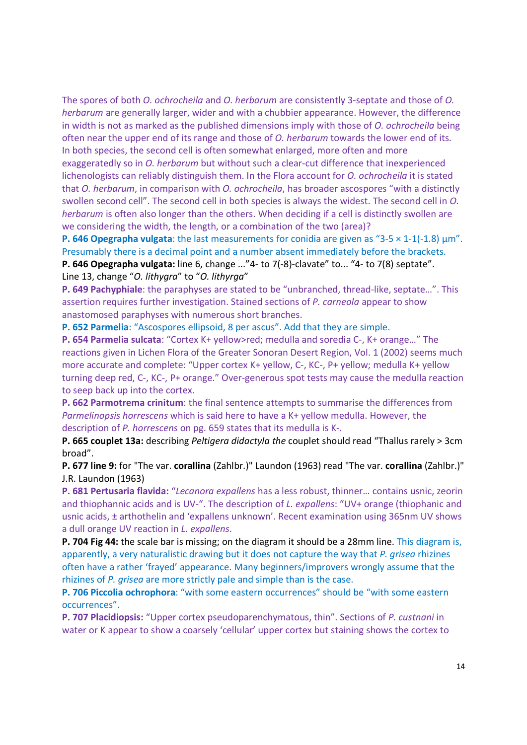The spores of both *O. ochrocheila* and *O. herbarum* are consistently 3-septate and those of *O. herbarum* are generally larger, wider and with a chubbier appearance. However, the difference in width is not as marked as the published dimensions imply with those of *O. ochrocheila* being often near the upper end of its range and those of *O. herbarum* towards the lower end of its. In both species, the second cell is often somewhat enlarged, more often and more exaggeratedly so in *O. herbarum* but without such a clear-cut difference that inexperienced lichenologists can reliably distinguish them. In the Flora account for *O. ochrocheila* it is stated that *O. herbarum*, in comparison with *O. ochrocheila*, has broader ascospores "with a distinctly swollen second cell". The second cell in both species is always the widest. The second cell in *O. herbarum* is often also longer than the others. When deciding if a cell is distinctly swollen are we considering the width, the length, or a combination of the two (area)?

**P. 646 Opegrapha vulgata**: the last measurements for conidia are given as "3-5 × 1-1(-1.8) µm". Presumably there is a decimal point and a number absent immediately before the brackets.

**P. 646 Opegrapha vulgata:** line 6, change ..."4- to 7(-8)-clavate" to... "4- to 7(8) septate". Line 13, change "*O. lithygra*" to "*O. lithyrga*"

**P. 649 Pachyphiale**: the paraphyses are stated to be "unbranched, thread-like, septate…". This assertion requires further investigation. Stained sections of *P. carneola* appear to show anastomosed paraphyses with numerous short branches.

**P. 652 Parmelia**: "Ascospores ellipsoid, 8 per ascus". Add that they are simple.

**P. 654 Parmelia sulcata**: "Cortex K+ yellow>red; medulla and soredia C-, K+ orange…" The reactions given in Lichen Flora of the Greater Sonoran Desert Region, Vol. 1 (2002) seems much more accurate and complete: "Upper cortex K+ yellow, C-, KC-, P+ yellow; medulla K+ yellow turning deep red, C-, KC-, P+ orange." Over-generous spot tests may cause the medulla reaction to seep back up into the cortex.

**P. 662 Parmotrema crinitum**: the final sentence attempts to summarise the differences from *Parmelinopsis horrescens* which is said here to have a K+ yellow medulla. However, the description of *P. horrescens* on pg. 659 states that its medulla is K-.

**P. 665 couplet 13a:** describing *Peltigera didactyla the* couplet should read "Thallus rarely > 3cm broad".

**P. 677 line 9:** for "The var. **corallina** (Zahlbr.)" Laundon (1963) read "The var. **corallina** (Zahlbr.)" J.R. Laundon (1963)

**P. 681 Pertusaria flavida:** "*Lecanora expallens* has a less robust, thinner… contains usnic, zeorin and thiophannic acids and is UV-". The description of *L. expallens*: "UV+ orange (thiophanic and usnic acids, ± arthothelin and 'expallens unknown'. Recent examination using 365nm UV shows a dull orange UV reaction in *L. expallens*.

**P. 704 Fig 44:** the scale bar is missing; on the diagram it should be a 28mm line. This diagram is, apparently, a very naturalistic drawing but it does not capture the way that *P. grisea* rhizines often have a rather 'frayed' appearance. Many beginners/improvers wrongly assume that the rhizines of *P. grisea* are more strictly pale and simple than is the case.

**P. 706 Piccolia ochrophora**: "with some eastern occurrences" should be "with some eastern occurrences".

**P. 707 Placidiopsis:** "Upper cortex pseudoparenchymatous, thin". Sections of *P. custnani* in water or K appear to show a coarsely 'cellular' upper cortex but staining shows the cortex to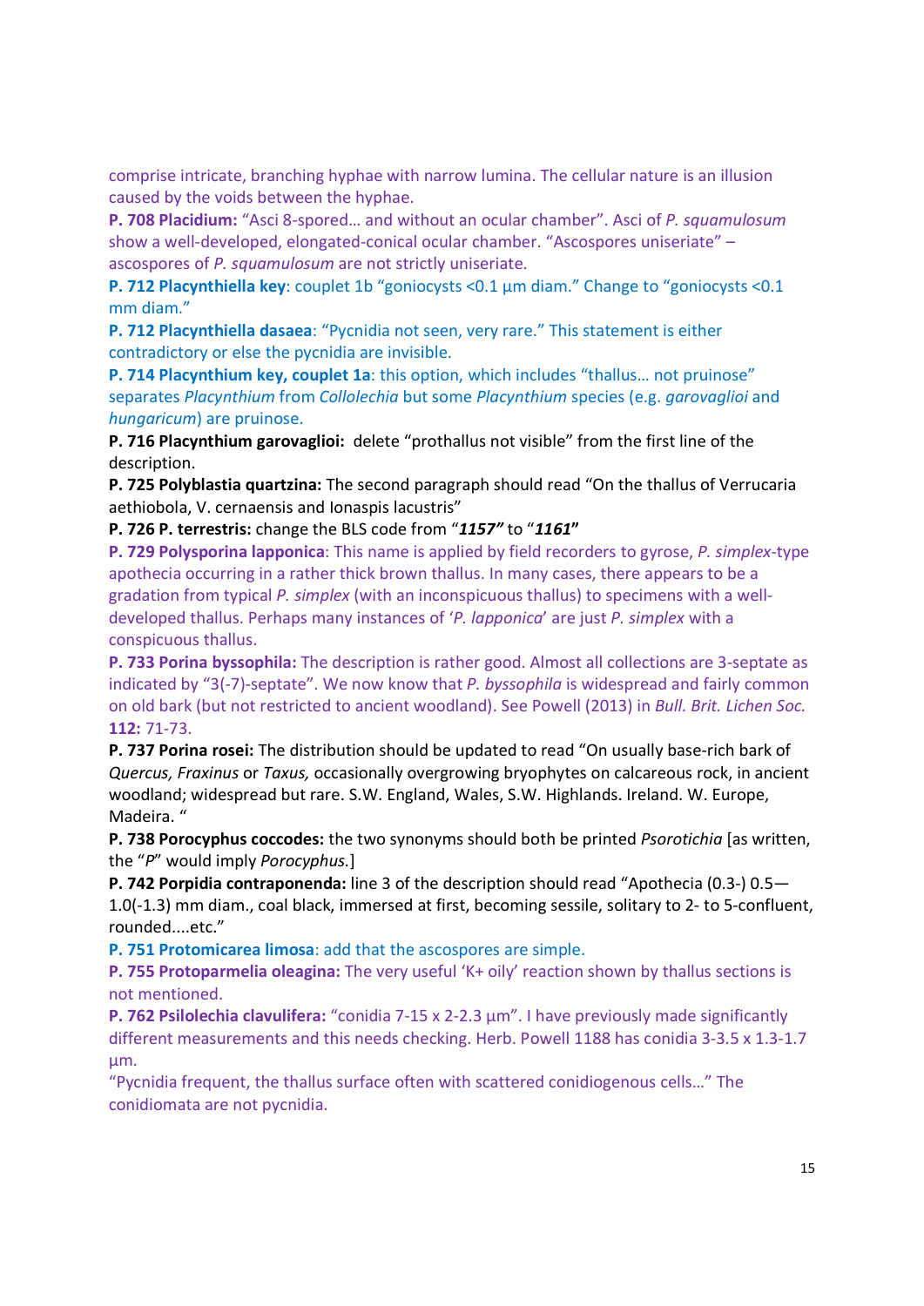comprise intricate, branching hyphae with narrow lumina. The cellular nature is an illusion caused by the voids between the hyphae.

**P. 708 Placidium:** "Asci 8-spored… and without an ocular chamber". Asci of *P. squamulosum* show a well-developed, elongated-conical ocular chamber. "Ascospores uniseriate" – ascospores of *P. squamulosum* are not strictly uniseriate.

**P. 712 Placynthiella key**: couplet 1b "goniocysts <0.1 µm diam." Change to "goniocysts <0.1 mm diam."

**P. 712 Placynthiella dasaea**: "Pycnidia not seen, very rare." This statement is either contradictory or else the pycnidia are invisible.

**P. 714 Placynthium key, couplet 1a**: this option, which includes "thallus… not pruinose" separates *Placynthium* from *Collolechia* but some *Placynthium* species (e.g. *garovaglioi* and *hungaricum*) are pruinose.

**P. 716 Placynthium garovaglioi:** delete "prothallus not visible" from the first line of the description.

**P. 725 Polyblastia quartzina:** The second paragraph should read "On the thallus of Verrucaria aethiobola, V. cernaensis and Ionaspis lacustris"

**P. 726 P. terrestris:** change the BLS code from "***1157"*** to "***1161"***

**P. 729 Polysporina lapponica**: This name is applied by field recorders to gyrose, *P. simplex*-type apothecia occurring in a rather thick brown thallus. In many cases, there appears to be a gradation from typical *P. simplex* (with an inconspicuous thallus) to specimens with a well-developed thallus. Perhaps many instances of '*P. lapponica*' are just *P. simplex* with a conspicuous thallus.

**P. 733 Porina byssophila:** The description is rather good. Almost all collections are 3-septate as indicated by "3(-7)-septate". We now know that *P. byssophila* is widespread and fairly common on old bark (but not restricted to ancient woodland). See Powell (2013) in *Bull. Brit. Lichen Soc.* **112:** 71-73.

**P. 737 Porina rosei:** The distribution should be updated to read "On usually base-rich bark of *Quercus, Fraxinus* or *Taxus,* occasionally overgrowing bryophytes on calcareous rock, in ancient woodland; widespread but rare. S.W. England, Wales, S.W. Highlands. Ireland. W. Europe, Madeira. "

**P. 738 Porocyphus coccodes:** the two synonyms should both be printed *Psorotichia* [as written, the "*P*" would imply *Porocyphus.*]

**P. 742 Porpidia contraponenda:** line 3 of the description should read "Apothecia (0.3-) 0.5—1.0(-1.3) mm diam., coal black, immersed at first, becoming sessile, solitary to 2- to 5-confluent, rounded....etc."

**P. 751 Protomicarea limosa**: add that the ascospores are simple.

**P. 755 Protoparmelia oleagina:** The very useful 'K+ oily' reaction shown by thallus sections is not mentioned.

**P. 762 Psilolechia clavulifera:** "conidia 7-15 x 2-2.3 µm". I have previously made significantly different measurements and this needs checking. Herb. Powell 1188 has conidia 3-3.5 x 1.3-1.7 µm.

"Pycnidia frequent, the thallus surface often with scattered conidiogenous cells…" The conidiomata are not pycnidia.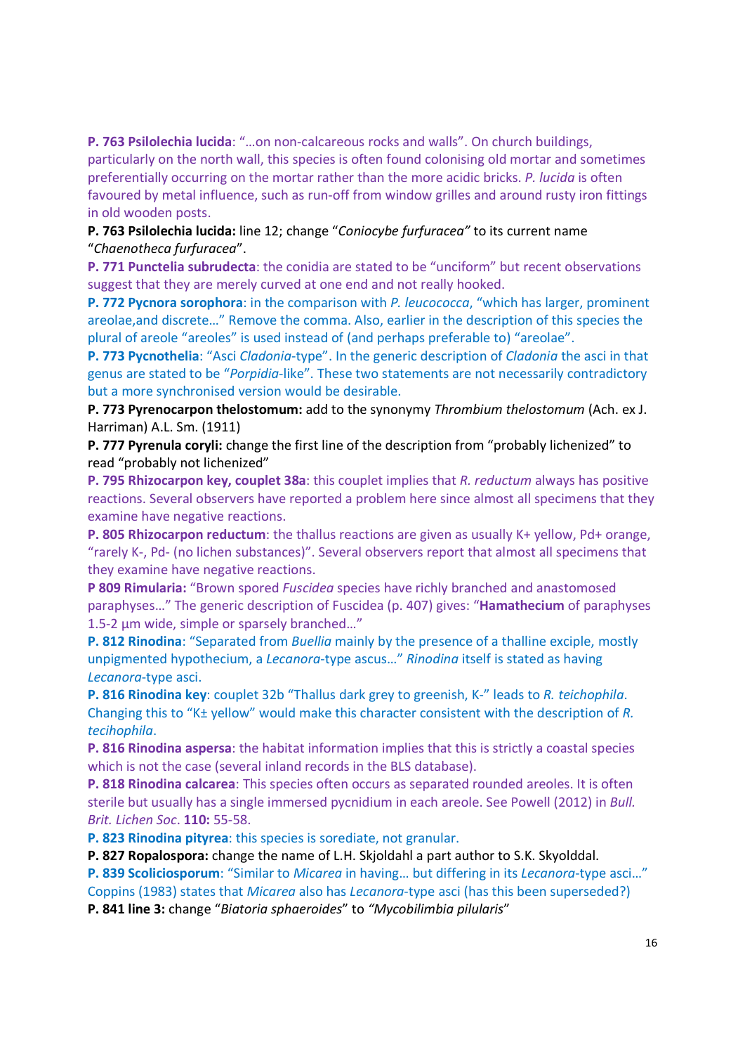**P. 763 Psilolechia lucida**: "…on non-calcareous rocks and walls". On church buildings, particularly on the north wall, this species is often found colonising old mortar and sometimes preferentially occurring on the mortar rather than the more acidic bricks. *P. lucida* is often favoured by metal influence, such as run-off from window grilles and around rusty iron fittings in old wooden posts.

**P. 763 Psilolechia lucida:** line 12; change "*Coniocybe furfuracea"* to its current name "*Chaenotheca furfuracea*".

**P. 771 Punctelia subrudecta**: the conidia are stated to be "unciform" but recent observations suggest that they are merely curved at one end and not really hooked.

**P. 772 Pycnora sorophora**: in the comparison with *P. leucococca*, "which has larger, prominent areolae,and discrete…" Remove the comma. Also, earlier in the description of this species the plural of areole "areoles" is used instead of (and perhaps preferable to) "areolae".

**P. 773 Pycnothelia**: "Asci *Cladonia*-type". In the generic description of *Cladonia* the asci in that genus are stated to be "*Porpidia*-like". These two statements are not necessarily contradictory but a more synchronised version would be desirable.

**P. 773 Pyrenocarpon thelostomum:** add to the synonymy *Thrombium thelostomum* (Ach. ex J. Harriman) A.L. Sm. (1911)

**P. 777 Pyrenula coryli:** change the first line of the description from "probably lichenized" to read "probably not lichenized"

**P. 795 Rhizocarpon key, couplet 38a**: this couplet implies that *R. reductum* always has positive reactions. Several observers have reported a problem here since almost all specimens that they examine have negative reactions.

**P. 805 Rhizocarpon reductum**: the thallus reactions are given as usually K+ yellow, Pd+ orange, "rarely K-, Pd- (no lichen substances)". Several observers report that almost all specimens that they examine have negative reactions.

**P 809 Rimularia:** "Brown spored *Fuscidea* species have richly branched and anastomosed paraphyses…" The generic description of Fuscidea (p. 407) gives: "**Hamathecium** of paraphyses 1.5-2 µm wide, simple or sparsely branched…"

**P. 812 Rinodina**: "Separated from *Buellia* mainly by the presence of a thalline exciple, mostly unpigmented hypothecium, a *Lecanora*-type ascus…" *Rinodina* itself is stated as having *Lecanora*-type asci.

**P. 816 Rinodina key**: couplet 32b "Thallus dark grey to greenish, K-" leads to *R. teichophila*. Changing this to "K± yellow" would make this character consistent with the description of *R. tecihophila*.

**P. 816 Rinodina aspersa**: the habitat information implies that this is strictly a coastal species which is not the case (several inland records in the BLS database).

**P. 818 Rinodina calcarea**: This species often occurs as separated rounded areoles. It is often sterile but usually has a single immersed pycnidium in each areole. See Powell (2012) in *Bull. Brit. Lichen Soc*. **110:** 55-58.

**P. 823 Rinodina pityrea**: this species is sorediate, not granular.

**P. 827 Ropalospora:** change the name of L.H. Skjoldahl a part author to S.K. Skyolddal.

**P. 839 Scoliciosporum**: "Similar to *Micarea* in having… but differing in its *Lecanora*-type asci…" Coppins (1983) states that *Micarea* also has *Lecanora*-type asci (has this been superseded?)

**P. 841 line 3:** change "*Biatoria sphaeroides*" to *"Mycobilimbia pilularis*"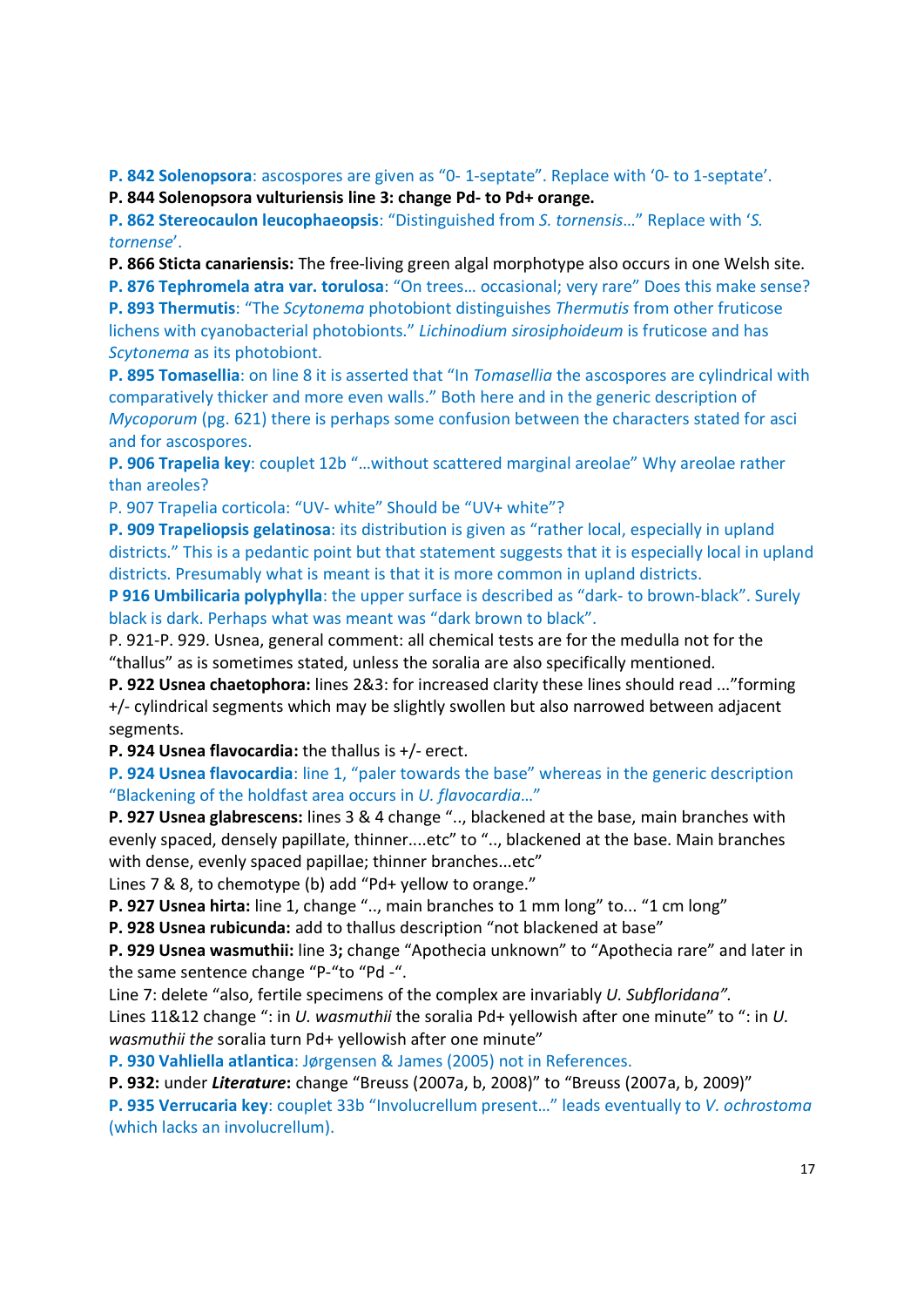**P. 842 Solenopsora**: ascospores are given as "0- 1-septate". Replace with '0- to 1-septate'.

**P. 844 Solenopsora vulturiensis line 3: change Pd- to Pd+ orange.**

**P. 862 Stereocaulon leucophaeopsis**: "Distinguished from *S. tornensis*…" Replace with '*S. tornense*'.

**P. 866 Sticta canariensis:** The free-living green algal morphotype also occurs in one Welsh site.

**P. 876 Tephromela atra var. torulosa**: "On trees… occasional; very rare" Does this make sense?

**P. 893 Thermutis**: "The *Scytonema* photobiont distinguishes *Thermutis* from other fruticose lichens with cyanobacterial photobionts." *Lichinodium sirosiphoideum* is fruticose and has *Scytonema* as its photobiont.

**P. 895 Tomasellia**: on line 8 it is asserted that "In *Tomasellia* the ascospores are cylindrical with comparatively thicker and more even walls." Both here and in the generic description of *Mycoporum* (pg. 621) there is perhaps some confusion between the characters stated for asci and for ascospores.

**P. 906 Trapelia key**: couplet 12b "…without scattered marginal areolae" Why areolae rather than areoles?

P. 907 Trapelia corticola: "UV- white" Should be "UV+ white"?

**P. 909 Trapeliopsis gelatinosa**: its distribution is given as "rather local, especially in upland districts." This is a pedantic point but that statement suggests that it is especially local in upland districts. Presumably what is meant is that it is more common in upland districts.

**P 916 Umbilicaria polyphylla**: the upper surface is described as "dark- to brown-black". Surely black is dark. Perhaps what was meant was "dark brown to black".

P. 921-P. 929. Usnea, general comment: all chemical tests are for the medulla not for the "thallus" as is sometimes stated, unless the soralia are also specifically mentioned.

**P. 922 Usnea chaetophora:** lines 2&3: for increased clarity these lines should read ..."forming +/- cylindrical segments which may be slightly swollen but also narrowed between adjacent segments.

**P. 924 Usnea flavocardia:** the thallus is +/- erect.

**P. 924 Usnea flavocardia**: line 1, "paler towards the base" whereas in the generic description "Blackening of the holdfast area occurs in *U. flavocardia*…"

**P. 927 Usnea glabrescens:** lines 3 & 4 change ".., blackened at the base, main branches with evenly spaced, densely papillate, thinner....etc" to ".., blackened at the base. Main branches with dense, evenly spaced papillae; thinner branches...etc"

Lines 7 & 8, to chemotype (b) add "Pd+ yellow to orange."

**P. 927 Usnea hirta:** line 1, change ".., main branches to 1 mm long" to... "1 cm long"

**P. 928 Usnea rubicunda:** add to thallus description "not blackened at base"

**P. 929 Usnea wasmuthii:** line 3**;** change "Apothecia unknown" to "Apothecia rare" and later in the same sentence change "P-"to "Pd -".

Line 7: delete "also, fertile specimens of the complex are invariably *U. Subfloridana"*.

Lines 11&12 change ": in *U. wasmuthii* the soralia Pd+ yellowish after one minute" to ": in *U. wasmuthii the* soralia turn Pd+ yellowish after one minute"

**P. 930 Vahliella atlantica**: Jørgensen & James (2005) not in References.

**P. 932:** under ***Literature*:** change "Breuss (2007a, b, 2008)" to "Breuss (2007a, b, 2009)"

**P. 935 Verrucaria key**: couplet 33b "Involucrellum present…" leads eventually to *V. ochrostoma* (which lacks an involucrellum).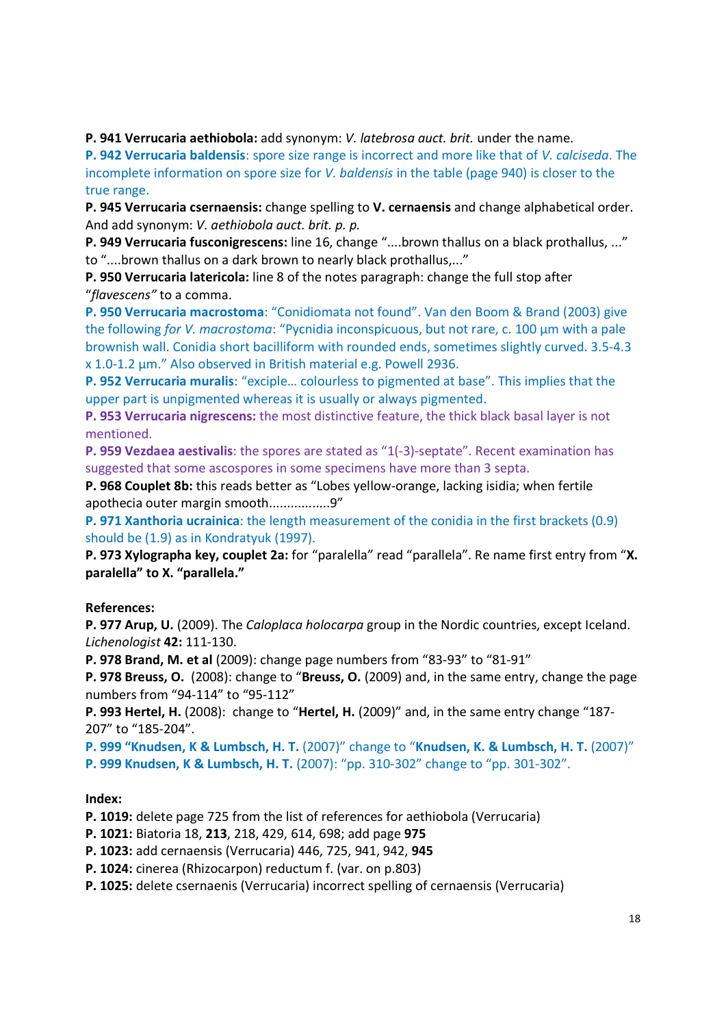**P. 941 Verrucaria aethiobola:** add synonym: *V. latebrosa auct. brit.* under the name.

**P. 942 Verrucaria baldensis**: spore size range is incorrect and more like that of *V. calciseda*. The incomplete information on spore size for *V. baldensis* in the table (page 940) is closer to the true range.

**P. 945 Verrucaria csernaensis:** change spelling to **V. cernaensis** and change alphabetical order. And add synonym: *V. aethiobola auct. brit. p. p.*

**P. 949 Verrucaria fusconigrescens:** line 16, change "....brown thallus on a black prothallus, ..." to "....brown thallus on a dark brown to nearly black prothallus,..."

**P. 950 Verrucaria latericola:** line 8 of the notes paragraph: change the full stop after "*flavescens"* to a comma.

**P. 950 Verrucaria macrostoma**: "Conidiomata not found". Van den Boom & Brand (2003) give the following *for V. macrostoma*: "Pycnidia inconspicuous, but not rare, c. 100 µm with a pale brownish wall. Conidia short bacilliform with rounded ends, sometimes slightly curved. 3.5-4.3 x 1.0-1.2 µm." Also observed in British material e.g. Powell 2936.

**P. 952 Verrucaria muralis**: "exciple… colourless to pigmented at base". This implies that the upper part is unpigmented whereas it is usually or always pigmented.

**P. 953 Verrucaria nigrescens:** the most distinctive feature, the thick black basal layer is not mentioned.

**P. 959 Vezdaea aestivalis**: the spores are stated as "1(-3)-septate". Recent examination has suggested that some ascospores in some specimens have more than 3 septa.

**P. 968 Couplet 8b:** this reads better as "Lobes yellow-orange, lacking isidia; when fertile apothecia outer margin smooth.................9"

**P. 971 Xanthoria ucrainica**: the length measurement of the conidia in the first brackets (0.9) should be (1.9) as in Kondratyuk (1997).

**P. 973 Xylographa key, couplet 2a:** for "paralella" read "parallela". Re name first entry from "**X. paralella" to X. "parallela."**

**References:**

**P. 977 Arup, U.** (2009). The *Caloplaca holocarpa* group in the Nordic countries, except Iceland. *Lichenologist* **42:** 111-130.

**P. 978 Brand, M. et al** (2009): change page numbers from "83-93" to "81-91"

**P. 978 Breuss, O.** (2008): change to "**Breuss, O.** (2009) and, in the same entry, change the page numbers from "94-114" to "95-112"

**P. 993 Hertel, H.** (2008): change to "**Hertel, H.** (2009)" and, in the same entry change "187-207" to "185-204".

**P. 999 "Knudsen, K & Lumbsch, H. T.** (2007)" change to "**Knudsen, K. & Lumbsch, H. T.** (2007)"

**P. 999 Knudsen, K & Lumbsch, H. T.** (2007): "pp. 310-302" change to "pp. 301-302".

**Index:**

**P. 1019:** delete page 725 from the list of references for aethiobola (Verrucaria)

**P. 1021:** Biatoria 18, **213**, 218, 429, 614, 698; add page **975**

**P. 1023:** add cernaensis (Verrucaria) 446, 725, 941, 942, **945**

**P. 1024:** cinerea (Rhizocarpon) reductum f. (var. on p.803)

**P. 1025:** delete csernaenis (Verrucaria) incorrect spelling of cernaensis (Verrucaria)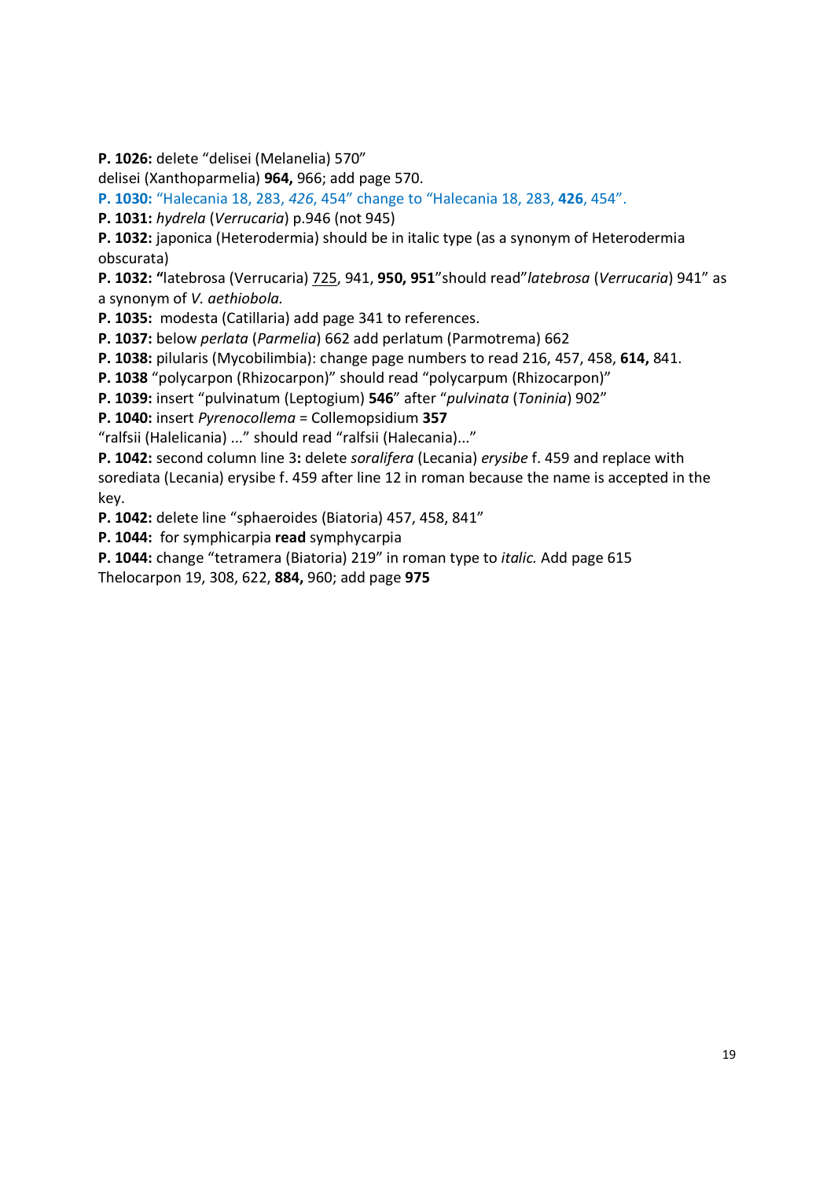**P. 1026:** delete “delisei (Melanelia) 570”
delisei (Xanthoparmelia) **964,** 966; add page 570.

**P. 1030:** “Halecania 18, 283, *426*, 454” change to “Halecania 18, 283, **426**, 454”.

**P. 1031:** *hydrela* (*Verrucaria*) p.946 (not 945)

**P. 1032:** japonica (Heterodermia) should be in italic type (as a synonym of Heterodermia obscurata)

**P. 1032: “**latebrosa (Verrucaria) 725, 941, **950, 951**”should read”*latebrosa* (*Verrucaria*) 941” as a synonym of *V. aethiobola.*

**P. 1035:** modesta (Catillaria) add page 341 to references.

**P. 1037:** below *perlata* (*Parmelia*) 662 add perlatum (Parmotrema) 662

**P. 1038:** pilularis (Mycobilimbia): change page numbers to read 216, 457, 458, **614,** 841.

**P. 1038** “polycarpon (Rhizocarpon)” should read “polycarpum (Rhizocarpon)”

**P. 1039:** insert “pulvinatum (Leptogium) **546**” after “*pulvinata* (*Toninia*) 902”

**P. 1040:** insert *Pyrenocollema* = Collemopsidium **357**
“ralfsii (Halelicania) ...” should read “ralfsii (Halecania)...”

**P. 1042:** second column line 3**:** delete *soralifera* (Lecania) *erysibe* f. 459 and replace with sorediata (Lecania) erysibe f. 459 after line 12 in roman because the name is accepted in the key.

**P. 1042:** delete line “sphaeroides (Biatoria) 457, 458, 841”

**P. 1044:** for symphicarpia **read** symphycarpia

**P. 1044:** change “tetramera (Biatoria) 219” in roman type to *italic.* Add page 615
Thelocarpon 19, 308, 622, **884,** 960; add page **975**